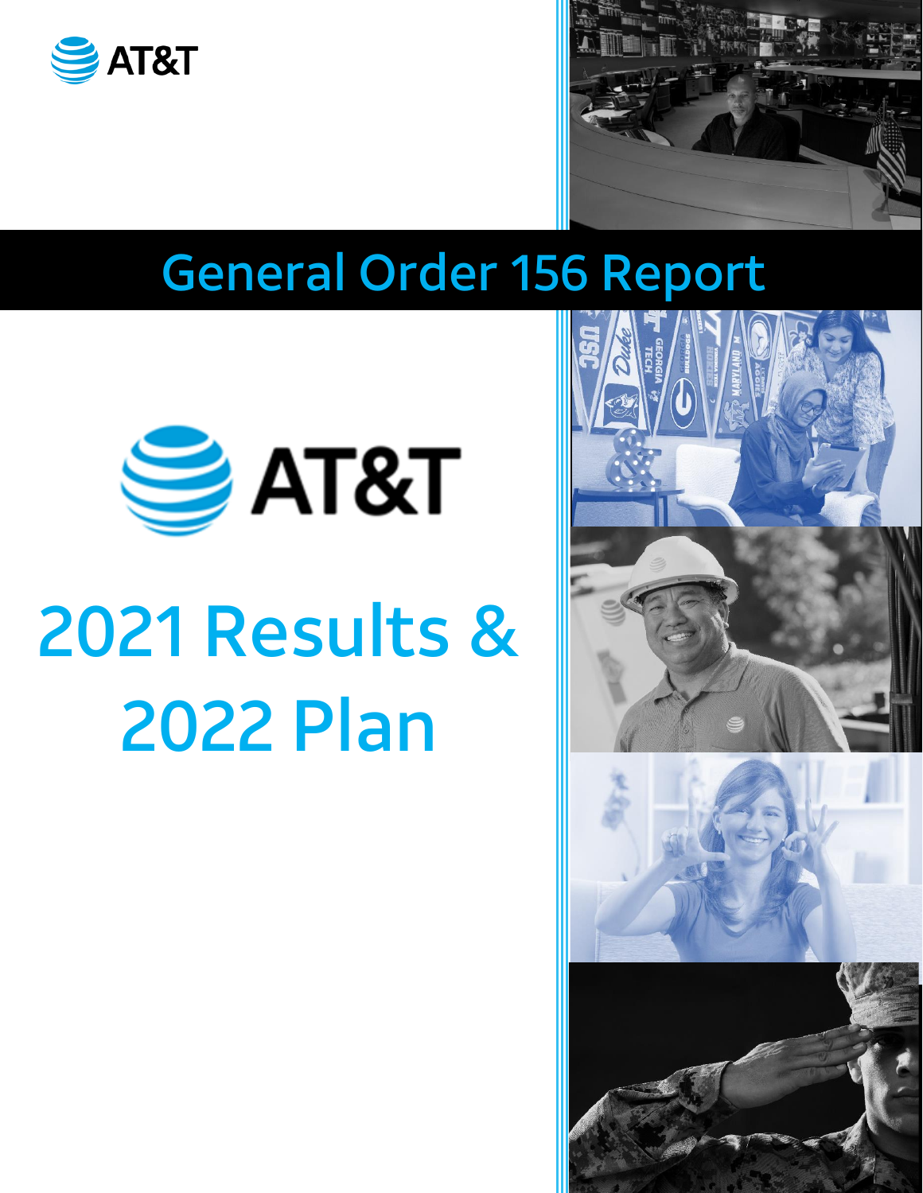AT&T

# General Order 156 Report

AT&T

# 2021 Results & 2022 Plan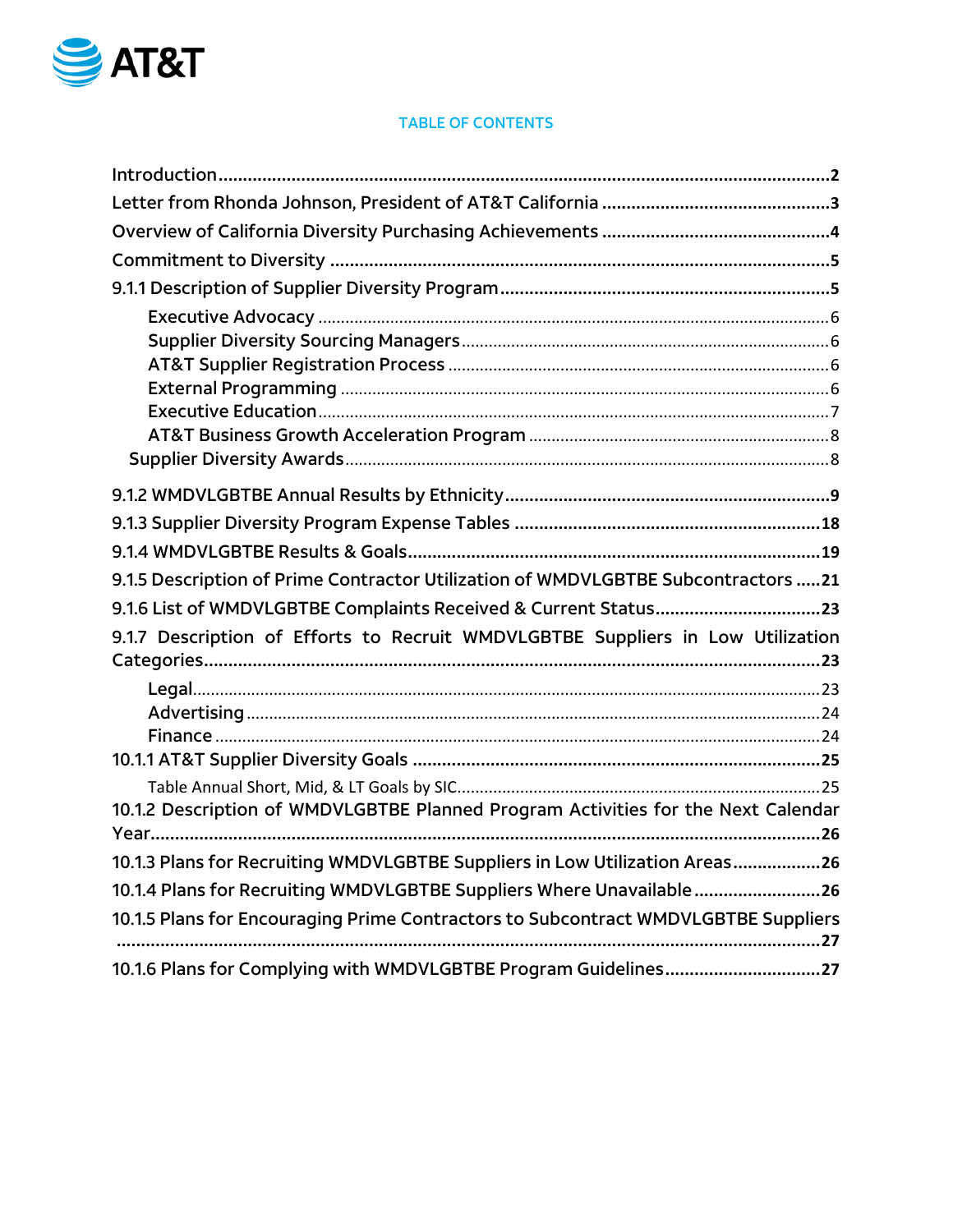TABLE OF CONTENTS

Introduction........................................................................................................................2

Letter from Rhonda Johnson, President of AT&T California ...............................................3

Overview of California Diversity Purchasing Achievements ..............................................4

Commitment to Diversity ......................................................................................................5

9.1.1 Description of Supplier Diversity Program..................................................................5

- Executive Advocacy ......................................................................................................6
- Supplier Diversity Sourcing Managers..........................................................................6
- AT&T Supplier Registration Process .............................................................................6
- External Programming ..................................................................................................6
- Executive Education.......................................................................................................7
- AT&T Business Growth Acceleration Program .............................................................8

Supplier Diversity Awards..................................................................................................8

9.1.2 WMDVLGBTBE Annual Results by Ethnicity.................................................................9

9.1.3 Supplier Diversity Program Expense Tables ..............................................................18

9.1.4 WMDVLGBTBE Results & Goals...................................................................................19

9.1.5 Description of Prime Contractor Utilization of WMDVLGBTBE Subcontractors .....21

9.1.6 List of WMDVLGBTBE Complaints Received & Current Status.................................23

9.1.7 Description of Efforts to Recruit WMDVLGBTBE Suppliers in Low Utilization Categories.............................................................................................................................23

- Legal.............................................................................................................................23
- Advertising ...................................................................................................................24
- Finance ........................................................................................................................24

10.1.1 AT&T Supplier Diversity Goals ..................................................................................25

Table Annual Short, Mid, & LT Goals by SIC..................................................................25

10.1.2 Description of WMDVLGBTBE Planned Program Activities for the Next Calendar Year.....................................................................................................................................26

10.1.3 Plans for Recruiting WMDVLGBTBE Suppliers in Low Utilization Areas..................26

10.1.4 Plans for Recruiting WMDVLGBTBE Suppliers Where Unavailable.........................26

10.1.5 Plans for Encouraging Prime Contractors to Subcontract WMDVLGBTBE Suppliers ..............................................................................................................................................27

10.1.6 Plans for Complying with WMDVLGBTBE Program Guidelines...............................27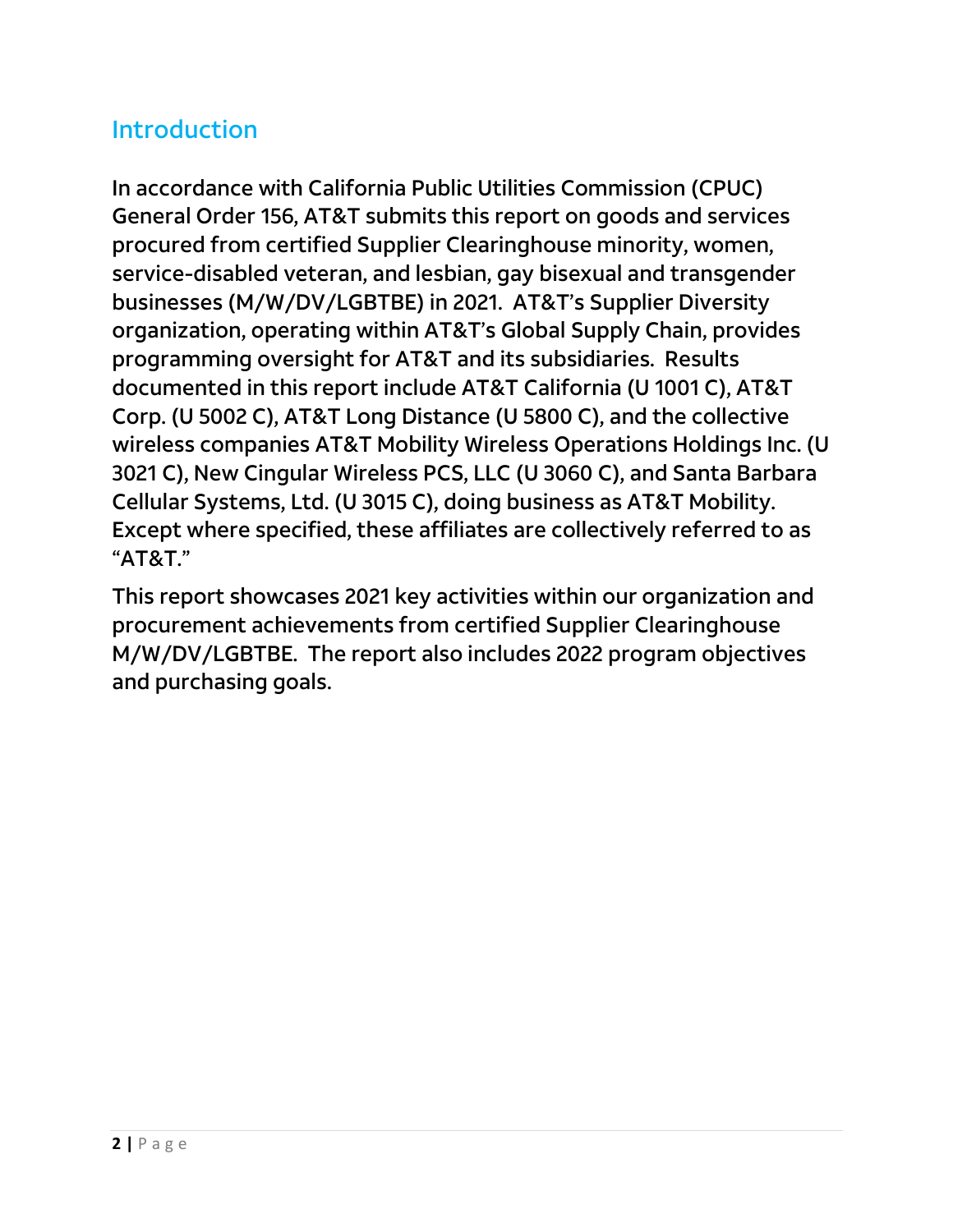## Introduction

In accordance with California Public Utilities Commission (CPUC) General Order 156, AT&T submits this report on goods and services procured from certified Supplier Clearinghouse minority, women, service-disabled veteran, and lesbian, gay bisexual and transgender businesses (M/W/DV/LGBTBE) in 2021. AT&T's Supplier Diversity organization, operating within AT&T's Global Supply Chain, provides programming oversight for AT&T and its subsidiaries. Results documented in this report include AT&T California (U 1001 C), AT&T Corp. (U 5002 C), AT&T Long Distance (U 5800 C), and the collective wireless companies AT&T Mobility Wireless Operations Holdings Inc. (U 3021 C), New Cingular Wireless PCS, LLC (U 3060 C), and Santa Barbara Cellular Systems, Ltd. (U 3015 C), doing business as AT&T Mobility. Except where specified, these affiliates are collectively referred to as "AT&T."

This report showcases 2021 key activities within our organization and procurement achievements from certified Supplier Clearinghouse M/W/DV/LGBTBE. The report also includes 2022 program objectives and purchasing goals.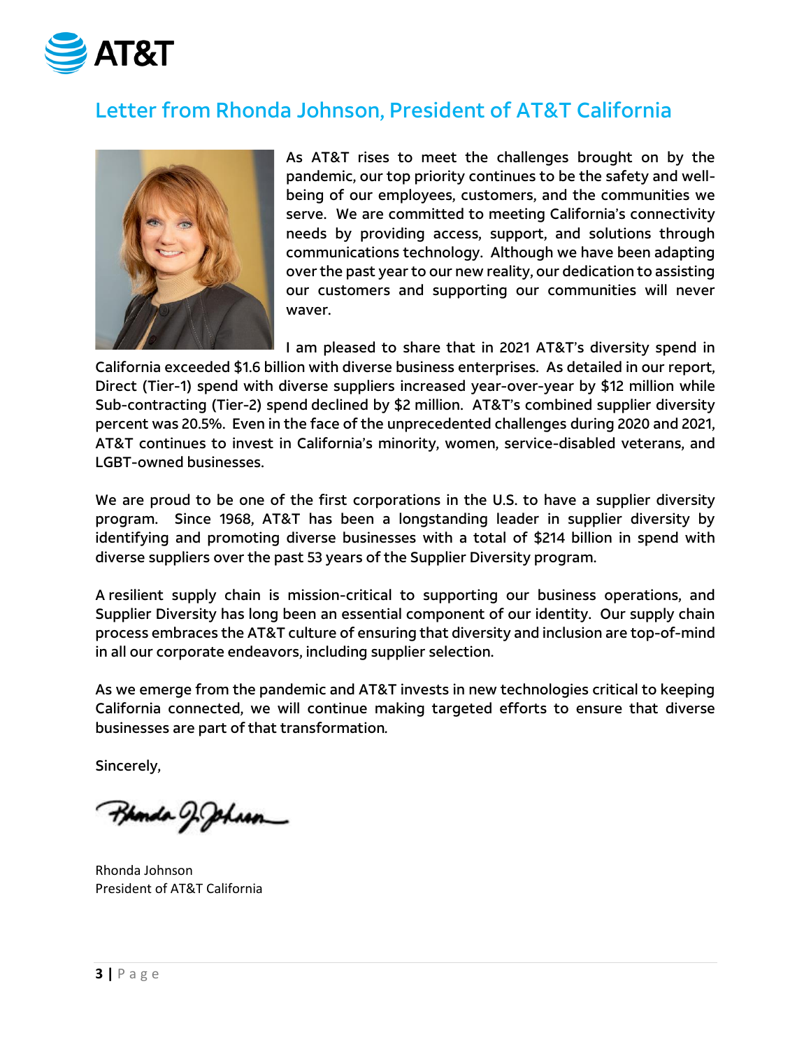# Letter from Rhonda Johnson, President of AT&T California

As AT&T rises to meet the challenges brought on by the pandemic, our top priority continues to be the safety and well-being of our employees, customers, and the communities we serve. We are committed to meeting California's connectivity needs by providing access, support, and solutions through communications technology. Although we have been adapting over the past year to our new reality, our dedication to assisting our customers and supporting our communities will never waver.

I am pleased to share that in 2021 AT&T's diversity spend in California exceeded $1.6 billion with diverse business enterprises. As detailed in our report, Direct (Tier-1) spend with diverse suppliers increased year-over-year by $12 million while Sub-contracting (Tier-2) spend declined by $2 million. AT&T's combined supplier diversity percent was 20.5%. Even in the face of the unprecedented challenges during 2020 and 2021, AT&T continues to invest in California's minority, women, service-disabled veterans, and LGBT-owned businesses.

We are proud to be one of the first corporations in the U.S. to have a supplier diversity program. Since 1968, AT&T has been a longstanding leader in supplier diversity by identifying and promoting diverse businesses with a total of $214 billion in spend with diverse suppliers over the past 53 years of the Supplier Diversity program.

A resilient supply chain is mission-critical to supporting our business operations, and Supplier Diversity has long been an essential component of our identity. Our supply chain process embraces the AT&T culture of ensuring that diversity and inclusion are top-of-mind in all our corporate endeavors, including supplier selection.

As we emerge from the pandemic and AT&T invests in new technologies critical to keeping California connected, we will continue making targeted efforts to ensure that diverse businesses are part of that transformation.

Sincerely,

Rhonda Johnson
President of AT&T California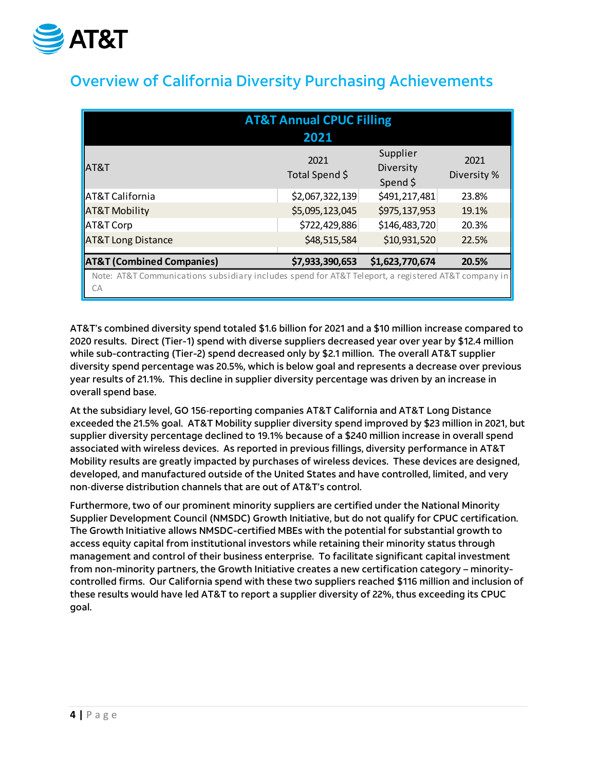# Overview of California Diversity Purchasing Achievements

| AT&T Annual CPUC Filling 2021 | | | |
|---|---|---|---|
| AT&T | 2021 Total Spend $ | Supplier Diversity Spend $ | 2021 Diversity % |
| AT&T California | $2,067,322,139 | $491,217,481 | 23.8% |
| AT&T Mobility | $5,095,123,045 | $975,137,953 | 19.1% |
| AT&T Corp | $722,429,886 | $146,483,720 | 20.3% |
| AT&T Long Distance | $48,515,584 | $10,931,520 | 22.5% |
| **AT&T (Combined Companies)** | **$7,933,390,653** | **$1,623,770,674** | **20.5%** |
| Note: AT&T Communications subsidiary includes spend for AT&T Teleport, a registered AT&T company in CA | | | |

AT&T's combined diversity spend totaled $1.6 billion for 2021 and a $10 million increase compared to 2020 results. Direct (Tier-1) spend with diverse suppliers decreased year over year by $12.4 million while sub-contracting (Tier-2) spend decreased only by $2.1 million. The overall AT&T supplier diversity spend percentage was 20.5%, which is below goal and represents a decrease over previous year results of 21.1%. This decline in supplier diversity percentage was driven by an increase in overall spend base.

At the subsidiary level, GO 156-reporting companies AT&T California and AT&T Long Distance exceeded the 21.5% goal. AT&T Mobility supplier diversity spend improved by $23 million in 2021, but supplier diversity percentage declined to 19.1% because of a $240 million increase in overall spend associated with wireless devices. As reported in previous fillings, diversity performance in AT&T Mobility results are greatly impacted by purchases of wireless devices. These devices are designed, developed, and manufactured outside of the United States and have controlled, limited, and very non-diverse distribution channels that are out of AT&T's control.

Furthermore, two of our prominent minority suppliers are certified under the National Minority Supplier Development Council (NMSDC) Growth Initiative, but do not qualify for CPUC certification. The Growth Initiative allows NMSDC-certified MBEs with the potential for substantial growth to access equity capital from institutional investors while retaining their minority status through management and control of their business enterprise. To facilitate significant capital investment from non-minority partners, the Growth Initiative creates a new certification category – minority-controlled firms. Our California spend with these two suppliers reached $116 million and inclusion of these results would have led AT&T to report a supplier diversity of 22%, thus exceeding its CPUC goal.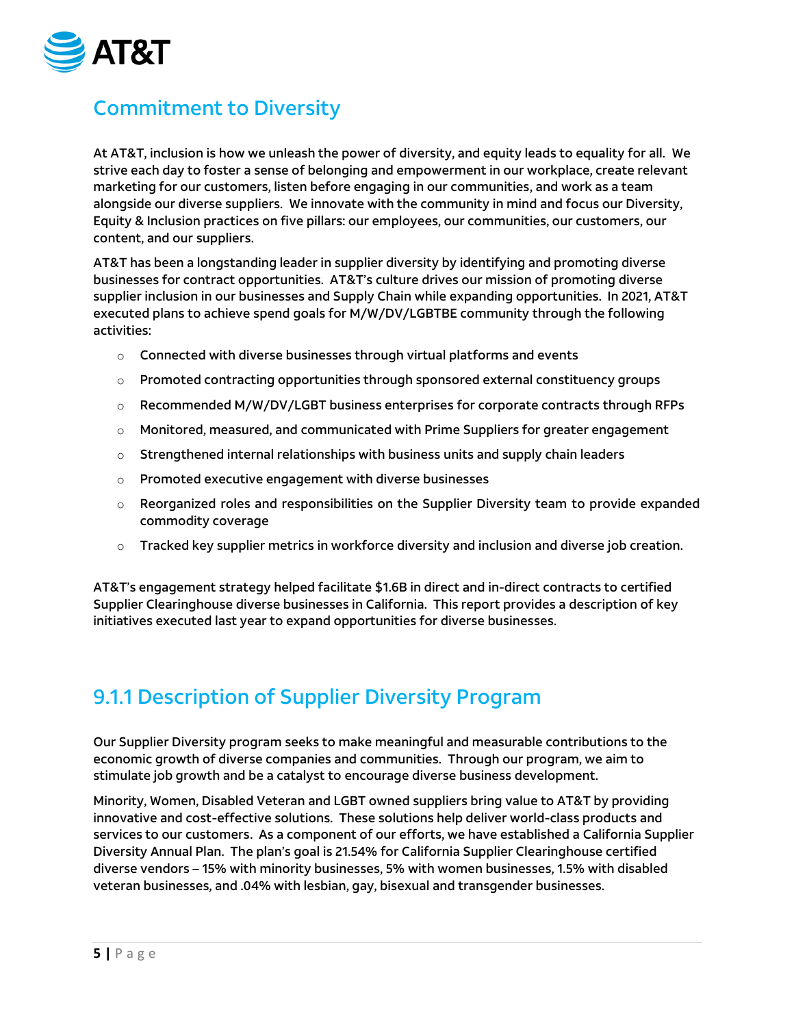## Commitment to Diversity

At AT&T, inclusion is how we unleash the power of diversity, and equity leads to equality for all. We strive each day to foster a sense of belonging and empowerment in our workplace, create relevant marketing for our customers, listen before engaging in our communities, and work as a team alongside our diverse suppliers. We innovate with the community in mind and focus our Diversity, Equity & Inclusion practices on five pillars: our employees, our communities, our customers, our content, and our suppliers.

AT&T has been a longstanding leader in supplier diversity by identifying and promoting diverse businesses for contract opportunities. AT&T's culture drives our mission of promoting diverse supplier inclusion in our businesses and Supply Chain while expanding opportunities. In 2021, AT&T executed plans to achieve spend goals for M/W/DV/LGBTBE community through the following activities:

- Connected with diverse businesses through virtual platforms and events
- Promoted contracting opportunities through sponsored external constituency groups
- Recommended M/W/DV/LGBT business enterprises for corporate contracts through RFPs
- Monitored, measured, and communicated with Prime Suppliers for greater engagement
- Strengthened internal relationships with business units and supply chain leaders
- Promoted executive engagement with diverse businesses
- Reorganized roles and responsibilities on the Supplier Diversity team to provide expanded commodity coverage
- Tracked key supplier metrics in workforce diversity and inclusion and diverse job creation.

AT&T's engagement strategy helped facilitate $1.6B in direct and in-direct contracts to certified Supplier Clearinghouse diverse businesses in California. This report provides a description of key initiatives executed last year to expand opportunities for diverse businesses.

## 9.1.1 Description of Supplier Diversity Program

Our Supplier Diversity program seeks to make meaningful and measurable contributions to the economic growth of diverse companies and communities. Through our program, we aim to stimulate job growth and be a catalyst to encourage diverse business development.

Minority, Women, Disabled Veteran and LGBT owned suppliers bring value to AT&T by providing innovative and cost-effective solutions. These solutions help deliver world-class products and services to our customers. As a component of our efforts, we have established a California Supplier Diversity Annual Plan. The plan's goal is 21.54% for California Supplier Clearinghouse certified diverse vendors – 15% with minority businesses, 5% with women businesses, 1.5% with disabled veteran businesses, and .04% with lesbian, gay, bisexual and transgender businesses.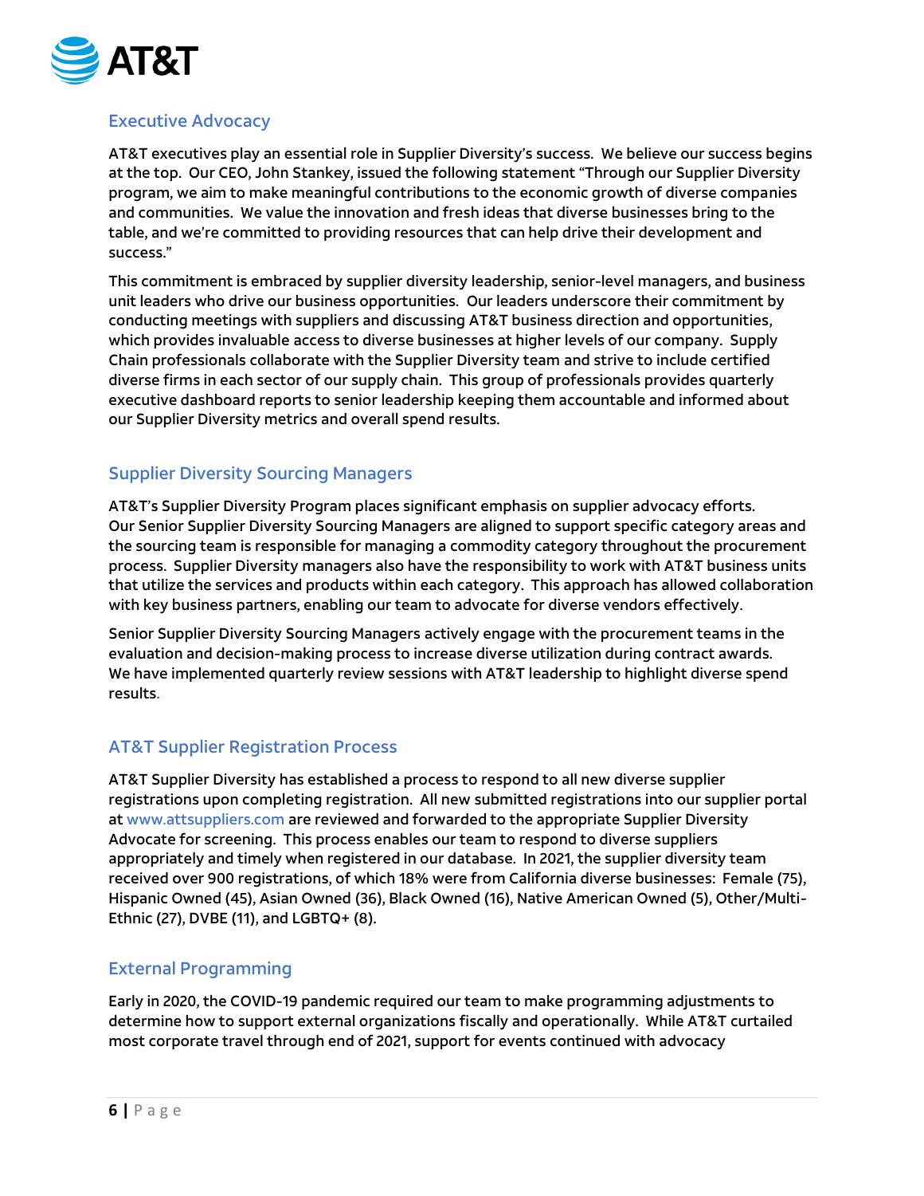## Executive Advocacy

AT&T executives play an essential role in Supplier Diversity's success. We believe our success begins at the top. Our CEO, John Stankey, issued the following statement "Through our Supplier Diversity program, we aim to make meaningful contributions to the economic growth of diverse companies and communities. We value the innovation and fresh ideas that diverse businesses bring to the table, and we're committed to providing resources that can help drive their development and success."

This commitment is embraced by supplier diversity leadership, senior-level managers, and business unit leaders who drive our business opportunities. Our leaders underscore their commitment by conducting meetings with suppliers and discussing AT&T business direction and opportunities, which provides invaluable access to diverse businesses at higher levels of our company. Supply Chain professionals collaborate with the Supplier Diversity team and strive to include certified diverse firms in each sector of our supply chain. This group of professionals provides quarterly executive dashboard reports to senior leadership keeping them accountable and informed about our Supplier Diversity metrics and overall spend results.

## Supplier Diversity Sourcing Managers

AT&T's Supplier Diversity Program places significant emphasis on supplier advocacy efforts. Our Senior Supplier Diversity Sourcing Managers are aligned to support specific category areas and the sourcing team is responsible for managing a commodity category throughout the procurement process. Supplier Diversity managers also have the responsibility to work with AT&T business units that utilize the services and products within each category. This approach has allowed collaboration with key business partners, enabling our team to advocate for diverse vendors effectively.

Senior Supplier Diversity Sourcing Managers actively engage with the procurement teams in the evaluation and decision-making process to increase diverse utilization during contract awards. We have implemented quarterly review sessions with AT&T leadership to highlight diverse spend results.

## AT&T Supplier Registration Process

AT&T Supplier Diversity has established a process to respond to all new diverse supplier registrations upon completing registration. All new submitted registrations into our supplier portal at www.attsuppliers.com are reviewed and forwarded to the appropriate Supplier Diversity Advocate for screening. This process enables our team to respond to diverse suppliers appropriately and timely when registered in our database. In 2021, the supplier diversity team received over 900 registrations, of which 18% were from California diverse businesses: Female (75), Hispanic Owned (45), Asian Owned (36), Black Owned (16), Native American Owned (5), Other/Multi-Ethnic (27), DVBE (11), and LGBTQ+ (8).

## External Programming

Early in 2020, the COVID-19 pandemic required our team to make programming adjustments to determine how to support external organizations fiscally and operationally. While AT&T curtailed most corporate travel through end of 2021, support for events continued with advocacy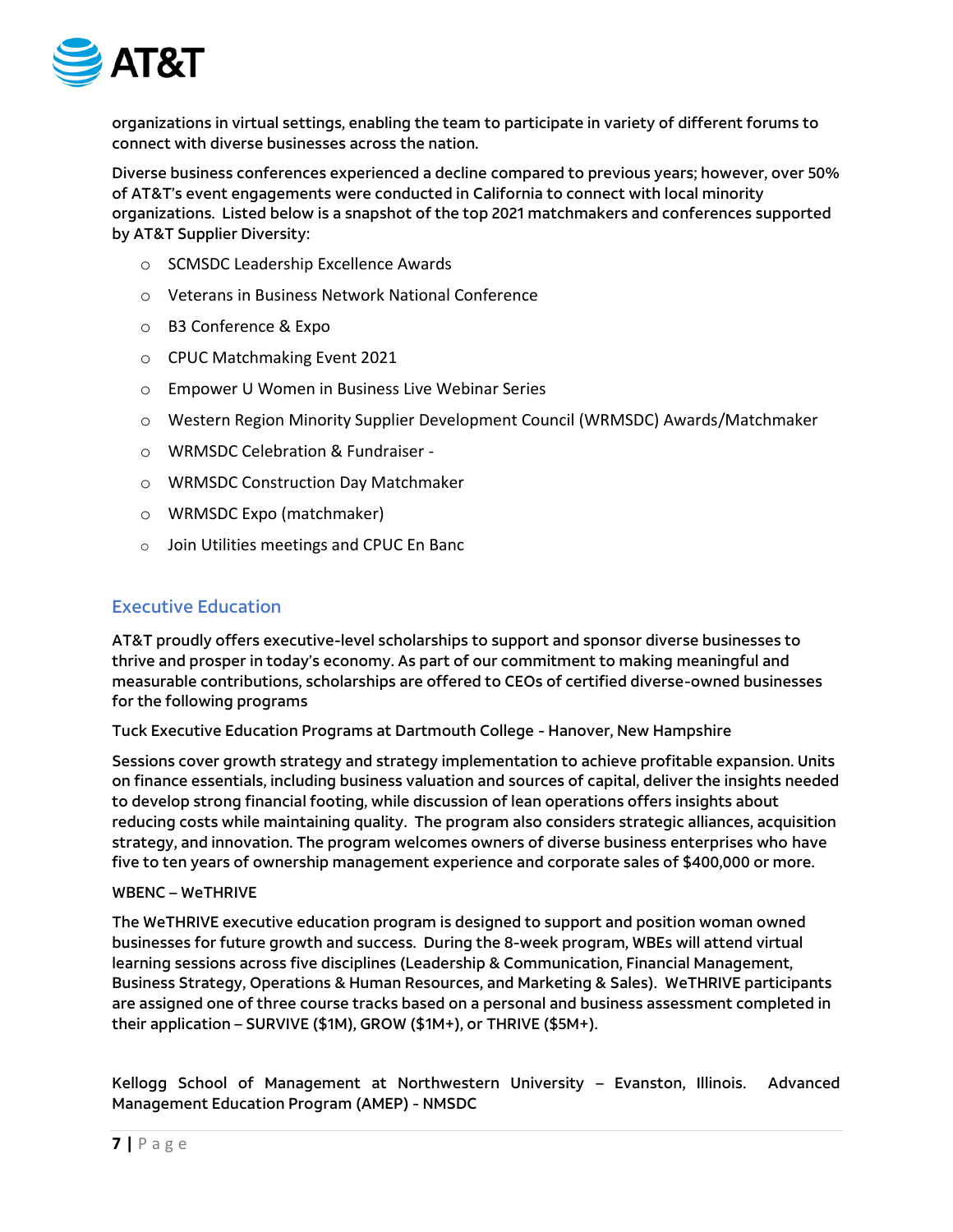**organizations in virtual settings, enabling the team to participate in variety of different forums to connect with diverse businesses across the nation.**

**Diverse business conferences experienced a decline compared to previous years; however, over 50% of AT&T's event engagements were conducted in California to connect with local minority organizations. Listed below is a snapshot of the top 2021 matchmakers and conferences supported by AT&T Supplier Diversity:**

- SCMSDC Leadership Excellence Awards
- Veterans in Business Network National Conference
- B3 Conference & Expo
- CPUC Matchmaking Event 2021
- Empower U Women in Business Live Webinar Series
- Western Region Minority Supplier Development Council (WRMSDC) Awards/Matchmaker
- WRMSDC Celebration & Fundraiser -
- WRMSDC Construction Day Matchmaker
- WRMSDC Expo (matchmaker)
- Join Utilities meetings and CPUC En Banc

## Executive Education

**AT&T proudly offers executive-level scholarships to support and sponsor diverse businesses to thrive and prosper in today's economy. As part of our commitment to making meaningful and measurable contributions, scholarships are offered to CEOs of certified diverse-owned businesses for the following programs**

**Tuck Executive Education Programs at Dartmouth College - Hanover, New Hampshire**

**Sessions cover growth strategy and strategy implementation to achieve profitable expansion. Units on finance essentials, including business valuation and sources of capital, deliver the insights needed to develop strong financial footing, while discussion of lean operations offers insights about reducing costs while maintaining quality. The program also considers strategic alliances, acquisition strategy, and innovation. The program welcomes owners of diverse business enterprises who have five to ten years of ownership management experience and corporate sales of $400,000 or more.**

**WBENC – WeTHRIVE**

**The WeTHRIVE executive education program is designed to support and position woman owned businesses for future growth and success. During the 8-week program, WBEs will attend virtual learning sessions across five disciplines (Leadership & Communication, Financial Management, Business Strategy, Operations & Human Resources, and Marketing & Sales). WeTHRIVE participants are assigned one of three course tracks based on a personal and business assessment completed in their application – SURVIVE ($1M), GROW ($1M+), or THRIVE ($5M+).**

**Kellogg School of Management at Northwestern University – Evanston, Illinois. Advanced Management Education Program (AMEP) - NMSDC**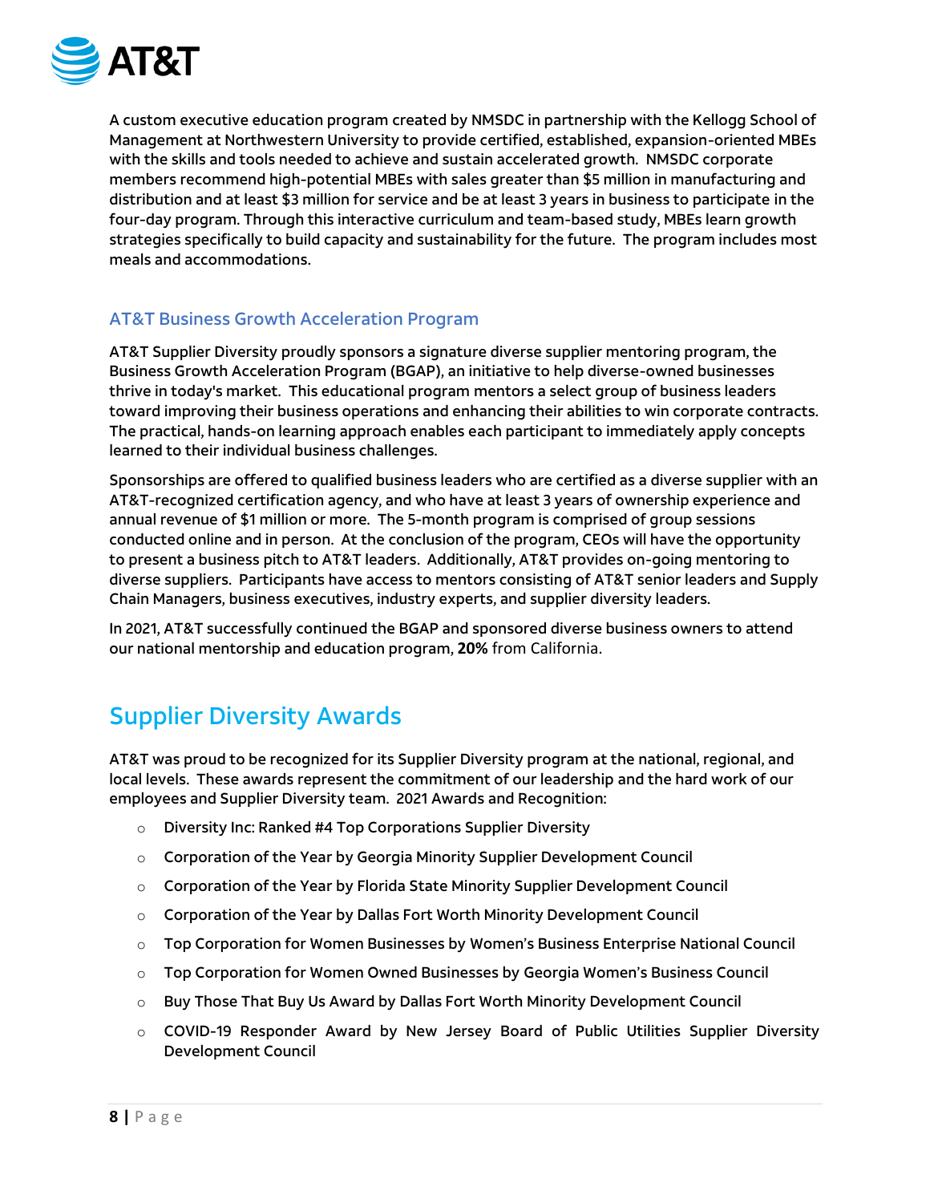A custom executive education program created by NMSDC in partnership with the Kellogg School of Management at Northwestern University to provide certified, established, expansion-oriented MBEs with the skills and tools needed to achieve and sustain accelerated growth. NMSDC corporate members recommend high-potential MBEs with sales greater than $5 million in manufacturing and distribution and at least $3 million for service and be at least 3 years in business to participate in the four-day program. Through this interactive curriculum and team-based study, MBEs learn growth strategies specifically to build capacity and sustainability for the future. The program includes most meals and accommodations.

### AT&T Business Growth Acceleration Program

AT&T Supplier Diversity proudly sponsors a signature diverse supplier mentoring program, the Business Growth Acceleration Program (BGAP), an initiative to help diverse-owned businesses thrive in today's market. This educational program mentors a select group of business leaders toward improving their business operations and enhancing their abilities to win corporate contracts. The practical, hands-on learning approach enables each participant to immediately apply concepts learned to their individual business challenges.

Sponsorships are offered to qualified business leaders who are certified as a diverse supplier with an AT&T-recognized certification agency, and who have at least 3 years of ownership experience and annual revenue of $1 million or more. The 5-month program is comprised of group sessions conducted online and in person. At the conclusion of the program, CEOs will have the opportunity to present a business pitch to AT&T leaders. Additionally, AT&T provides on-going mentoring to diverse suppliers. Participants have access to mentors consisting of AT&T senior leaders and Supply Chain Managers, business executives, industry experts, and supplier diversity leaders.

In 2021, AT&T successfully continued the BGAP and sponsored diverse business owners to attend our national mentorship and education program, **20%** from California.

## Supplier Diversity Awards

AT&T was proud to be recognized for its Supplier Diversity program at the national, regional, and local levels. These awards represent the commitment of our leadership and the hard work of our employees and Supplier Diversity team. 2021 Awards and Recognition:

- Diversity Inc: Ranked #4 Top Corporations Supplier Diversity
- Corporation of the Year by Georgia Minority Supplier Development Council
- Corporation of the Year by Florida State Minority Supplier Development Council
- Corporation of the Year by Dallas Fort Worth Minority Development Council
- Top Corporation for Women Businesses by Women's Business Enterprise National Council
- Top Corporation for Women Owned Businesses by Georgia Women's Business Council
- Buy Those That Buy Us Award by Dallas Fort Worth Minority Development Council
- COVID-19 Responder Award by New Jersey Board of Public Utilities Supplier Diversity Development Council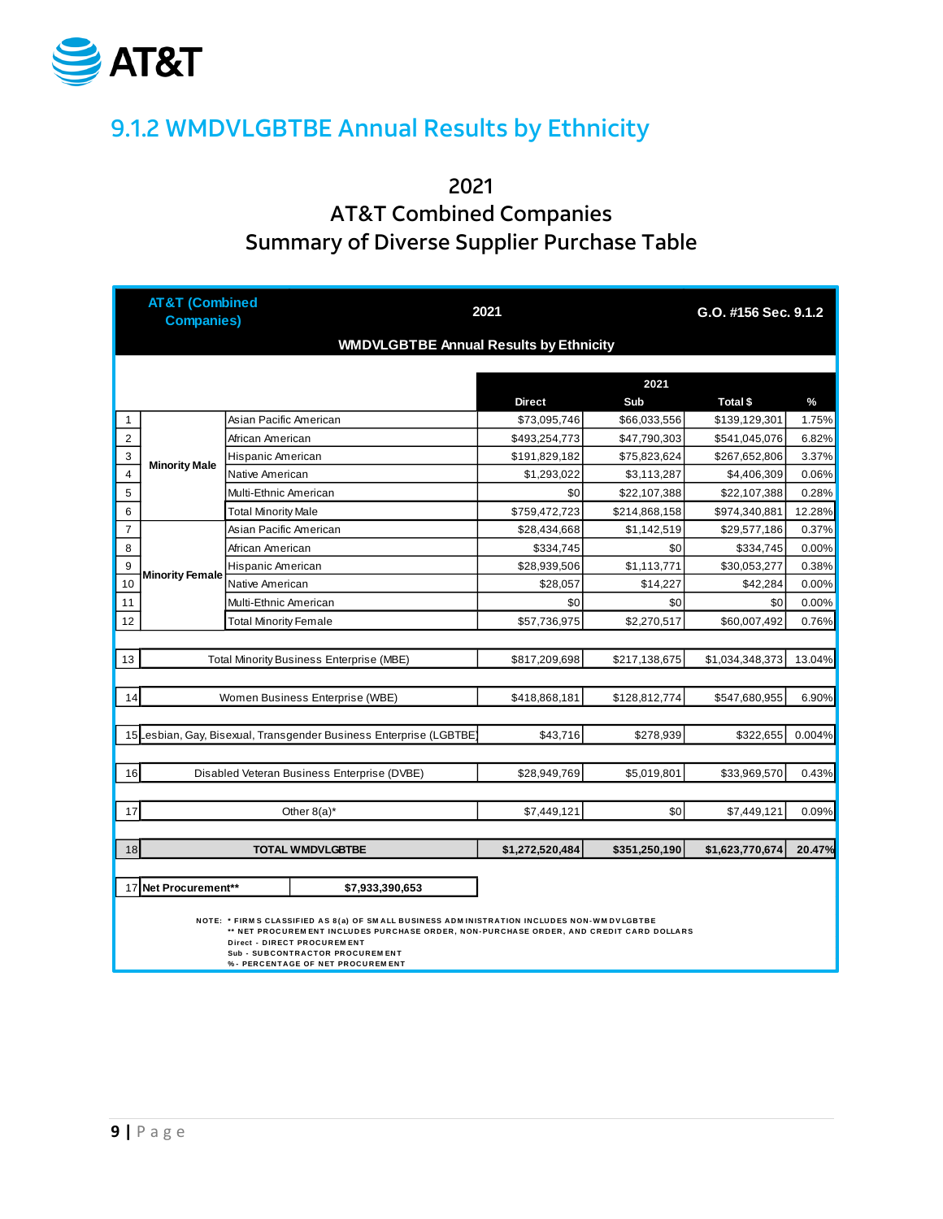## 9.1.2 WMDVLGBTBE Annual Results by Ethnicity

2021
AT&T Combined Companies
Summary of Diverse Supplier Purchase Table

| AT&T (Combined Companies) | 2021 | | G.O. #156 Sec. 9.1.2 | | | |
|---|---|---|---|---|---|---|
| WMDVLGBTBE Annual Results by Ethnicity | | | | | | |
| | | | 2021 | | | |
| | | | Direct | Sub | Total $ | % |
| 1 | Minority Male | Asian Pacific American | $73,095,746 | $66,033,556 | $139,129,301 | 1.75% |
| 2 | | African American | $493,254,773 | $47,790,303 | $541,045,076 | 6.82% |
| 3 | | Hispanic American | $191,829,182 | $75,823,624 | $267,652,806 | 3.37% |
| 4 | | Native American | $1,293,022 | $3,113,287 | $4,406,309 | 0.06% |
| 5 | | Multi-Ethnic American | $0 | $22,107,388 | $22,107,388 | 0.28% |
| 6 | | Total Minority Male | $759,472,723 | $214,868,158 | $974,340,881 | 12.28% |
| 7 | Minority Female | Asian Pacific American | $28,434,668 | $1,142,519 | $29,577,186 | 0.37% |
| 8 | | African American | $334,745 | $0 | $334,745 | 0.00% |
| 9 | | Hispanic American | $28,939,506 | $1,113,771 | $30,053,277 | 0.38% |
| 10 | | Native American | $28,057 | $14,227 | $42,284 | 0.00% |
| 11 | | Multi-Ethnic American | $0 | $0 | $0 | 0.00% |
| 12 | | Total Minority Female | $57,736,975 | $2,270,517 | $60,007,492 | 0.76% |
| 13 | Total Minority Business Enterprise (MBE) | | $817,209,698 | $217,138,675 | $1,034,348,373 | 13.04% |
| 14 | Women Business Enterprise (WBE) | | $418,868,181 | $128,812,774 | $547,680,955 | 6.90% |
| 15 | Lesbian, Gay, Bisexual, Transgender Business Enterprise (LGBTBE) | | $43,716 | $278,939 | $322,655 | 0.004% |
| 16 | Disabled Veteran Business Enterprise (DVBE) | | $28,949,769 | $5,019,801 | $33,969,570 | 0.43% |
| 17 | Other 8(a)* | | $7,449,121 | $0 | $7,449,121 | 0.09% |
| 18 | **TOTAL WMDVLGBTBE** | | **$1,272,520,484** | **$351,250,190** | **$1,623,770,674** | **20.47%** |
| 17 | **Net Procurement**** | **$7,933,390,653** | | | | |

NOTE: * FIRMS CLASSIFIED AS 8(a) OF SMALL BUSINESS ADMINISTRATION INCLUDES NON-WMDVLGBTBE
** NET PROCUREMENT INCLUDES PURCHASE ORDER, NON-PURCHASE ORDER, AND CREDIT CARD DOLLARS
Direct - DIRECT PROCUREMENT
Sub - SUBCONTRACTOR PROCUREMENT
% - PERCENTAGE OF NET PROCUREMENT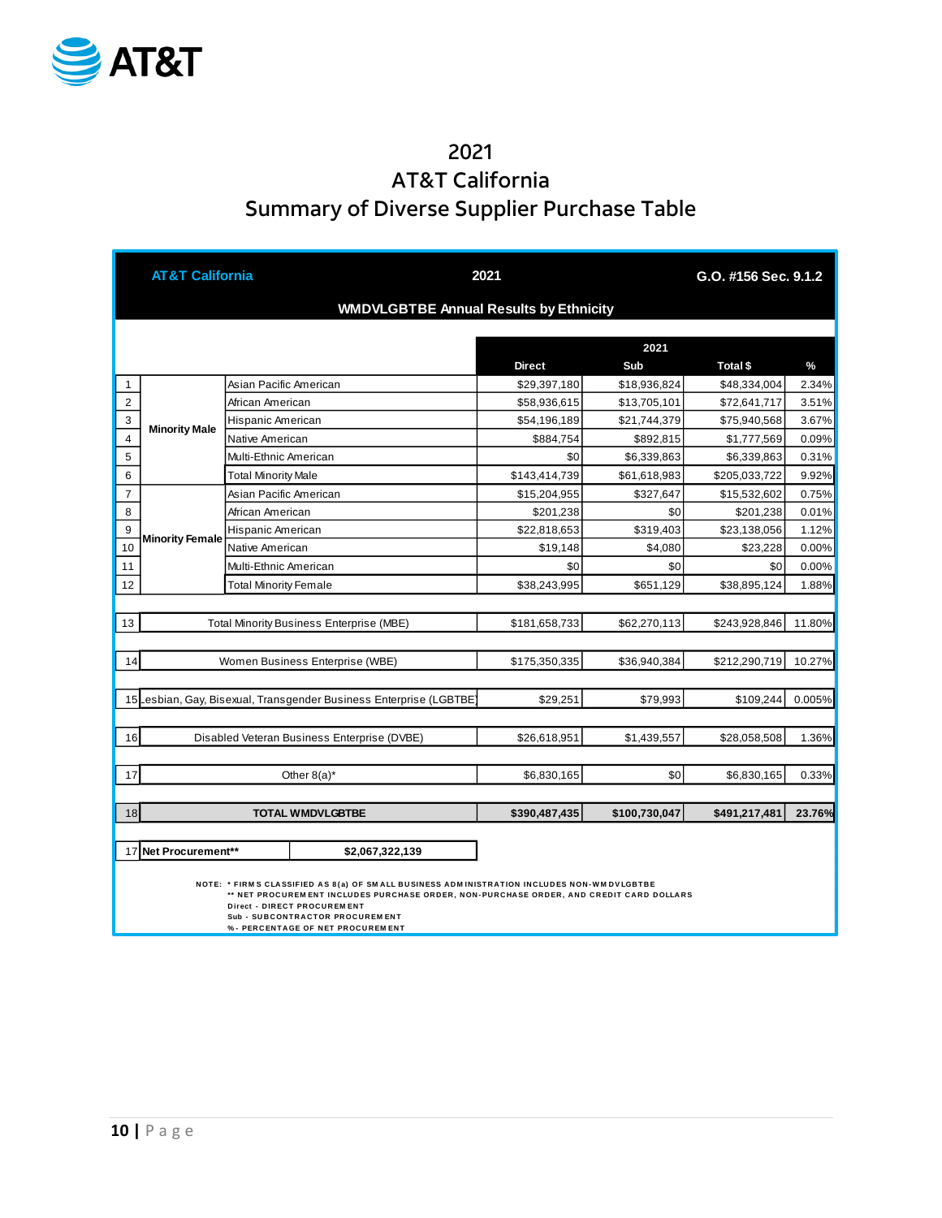# 2021
# AT&T California
# Summary of Diverse Supplier Purchase Table

| AT&T California | | | 2021 | | | G.O. #156 Sec. 9.1.2 |
|---|---|---|---|---|---|---|
| **WMDVLGBTBE Annual Results by Ethnicity** | | | | | | |
| | | | **2021** | | | |
| | | | **Direct** | **Sub** | **Total $** | **%** |
| 1 | Minority Male | Asian Pacific American | $29,397,180 | $18,936,824 | $48,334,004 | 2.34% |
| 2 | | African American | $58,936,615 | $13,705,101 | $72,641,717 | 3.51% |
| 3 | | Hispanic American | $54,196,189 | $21,744,379 | $75,940,568 | 3.67% |
| 4 | | Native American | $884,754 | $892,815 | $1,777,569 | 0.09% |
| 5 | | Multi-Ethnic American | $0 | $6,339,863 | $6,339,863 | 0.31% |
| 6 | | Total Minority Male | $143,414,739 | $61,618,983 | $205,033,722 | 9.92% |
| 7 | Minority Female | Asian Pacific American | $15,204,955 | $327,647 | $15,532,602 | 0.75% |
| 8 | | African American | $201,238 | $0 | $201,238 | 0.01% |
| 9 | | Hispanic American | $22,818,653 | $319,403 | $23,138,056 | 1.12% |
| 10 | | Native American | $19,148 | $4,080 | $23,228 | 0.00% |
| 11 | | Multi-Ethnic American | $0 | $0 | $0 | 0.00% |
| 12 | | Total Minority Female | $38,243,995 | $651,129 | $38,895,124 | 1.88% |
| 13 | Total Minority Business Enterprise (MBE) | | $181,658,733 | $62,270,113 | $243,928,846 | 11.80% |
| 14 | Women Business Enterprise (WBE) | | $175,350,335 | $36,940,384 | $212,290,719 | 10.27% |
| 15 | Lesbian, Gay, Bisexual, Transgender Business Enterprise (LGBTBE) | | $29,251 | $79,993 | $109,244 | 0.005% |
| 16 | Disabled Veteran Business Enterprise (DVBE) | | $26,618,951 | $1,439,557 | $28,058,508 | 1.36% |
| 17 | Other 8(a)* | | $6,830,165 | $0 | $6,830,165 | 0.33% |
| 18 | **TOTAL WMDVLGBTBE** | | **$390,487,435** | **$100,730,047** | **$491,217,481** | **23.76%** |
| 17 | **Net Procurement**** | **$2,067,322,139** | | | | |

NOTE: * FIRMS CLASSIFIED AS 8(a) OF SMALL BUSINESS ADMINISTRATION INCLUDES NON-WMDVLGBTBE
** NET PROCUREMENT INCLUDES PURCHASE ORDER, NON-PURCHASE ORDER, AND CREDIT CARD DOLLARS
Direct - DIRECT PROCUREMENT
Sub - SUBCONTRACTOR PROCUREMENT
% - PERCENTAGE OF NET PROCUREMENT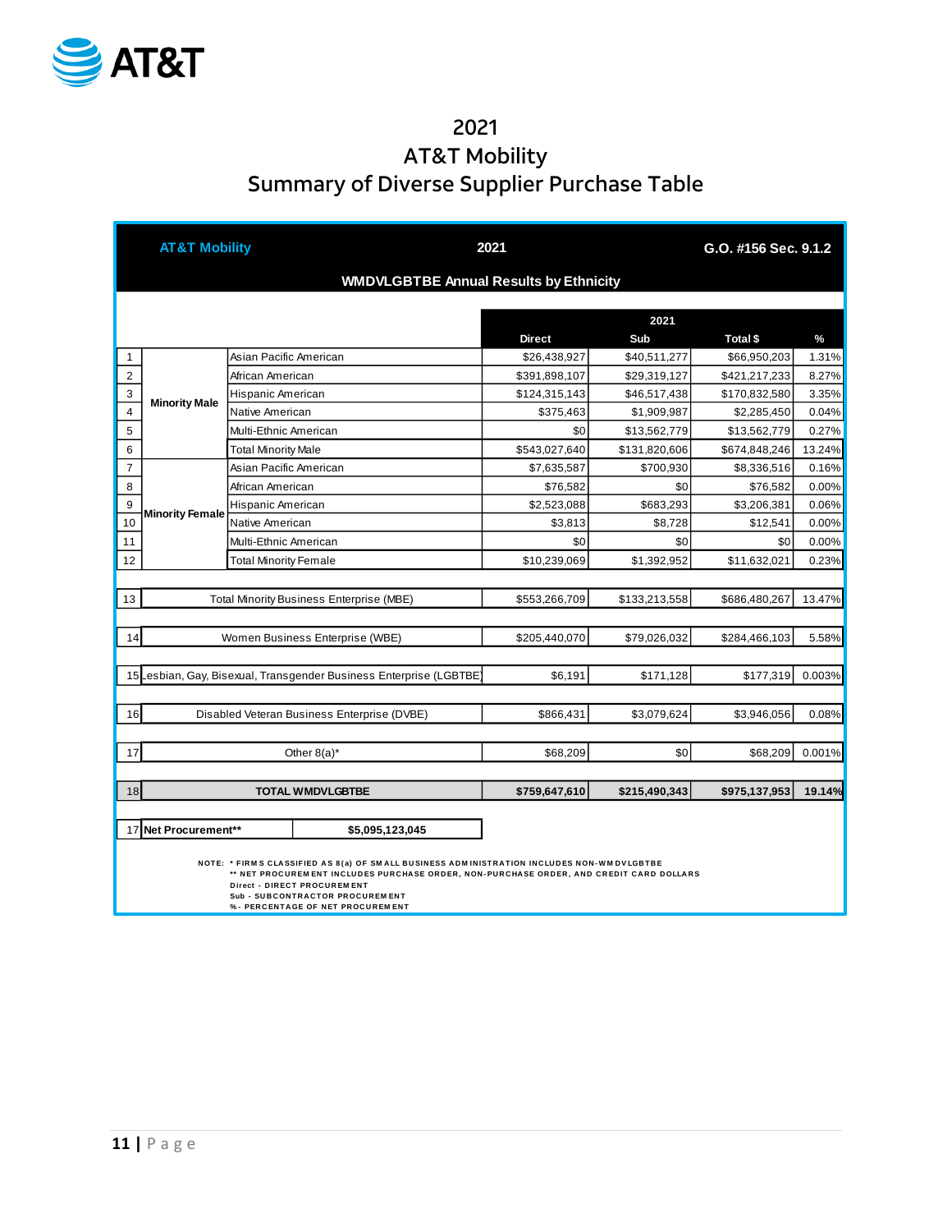# 2021
# AT&T Mobility
# Summary of Diverse Supplier Purchase Table

| AT&T Mobility | | | 2021 | | | G.O. #156 Sec. 9.1.2 |
|---|---|---|---|---|---|---|
| **WMDVLGBTBE Annual Results by Ethnicity** | | | | | | |
| | | | **2021** | | | |
| | | | **Direct** | **Sub** | **Total $** | **%** |
| 1 | Minority Male | Asian Pacific American | $26,438,927 | $40,511,277 | $66,950,203 | 1.31% |
| 2 | Minority Male | African American | $391,898,107 | $29,319,127 | $421,217,233 | 8.27% |
| 3 | Minority Male | Hispanic American | $124,315,143 | $46,517,438 | $170,832,580 | 3.35% |
| 4 | Minority Male | Native American | $375,463 | $1,909,987 | $2,285,450 | 0.04% |
| 5 | Minority Male | Multi-Ethnic American | $0 | $13,562,779 | $13,562,779 | 0.27% |
| 6 | Minority Male | Total Minority Male | $543,027,640 | $131,820,606 | $674,848,246 | 13.24% |
| 7 | Minority Female | Asian Pacific American | $7,635,587 | $700,930 | $8,336,516 | 0.16% |
| 8 | Minority Female | African American | $76,582 | $0 | $76,582 | 0.00% |
| 9 | Minority Female | Hispanic American | $2,523,088 | $683,293 | $3,206,381 | 0.06% |
| 10 | Minority Female | Native American | $3,813 | $8,728 | $12,541 | 0.00% |
| 11 | Minority Female | Multi-Ethnic American | $0 | $0 | $0 | 0.00% |
| 12 | Minority Female | Total Minority Female | $10,239,069 | $1,392,952 | $11,632,021 | 0.23% |
| 13 | Total Minority Business Enterprise (MBE) | | $553,266,709 | $133,213,558 | $686,480,267 | 13.47% |
| 14 | Women Business Enterprise (WBE) | | $205,440,070 | $79,026,032 | $284,466,103 | 5.58% |
| 15 | Lesbian, Gay, Bisexual, Transgender Business Enterprise (LGBTBE) | | $6,191 | $171,128 | $177,319 | 0.003% |
| 16 | Disabled Veteran Business Enterprise (DVBE) | | $866,431 | $3,079,624 | $3,946,056 | 0.08% |
| 17 | Other 8(a)* | | $68,209 | $0 | $68,209 | 0.001% |
| 18 | **TOTAL WMDVLGBTBE** | | **$759,647,610** | **$215,490,343** | **$975,137,953** | **19.14%** |
| 17 | **Net Procurement**** | **$5,095,123,045** | | | | |

NOTE: * FIRMS CLASSIFIED AS 8(a) OF SMALL BUSINESS ADMINISTRATION INCLUDES NON-WMDVLGBTBE
** NET PROCUREMENT INCLUDES PURCHASE ORDER, NON-PURCHASE ORDER, AND CREDIT CARD DOLLARS
Direct - DIRECT PROCUREMENT
Sub - SUBCONTRACTOR PROCUREMENT
% - PERCENTAGE OF NET PROCUREMENT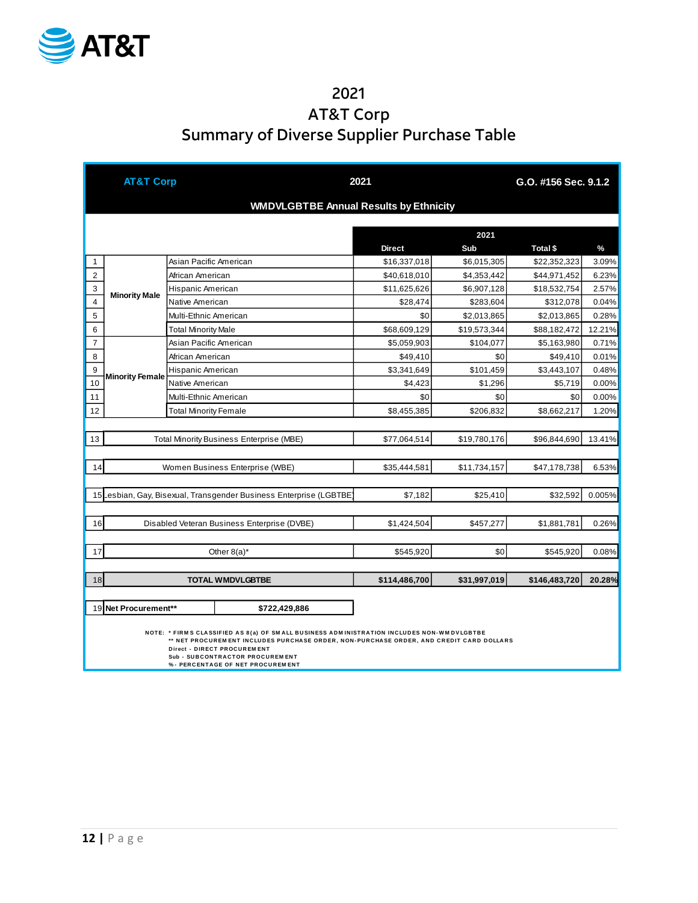# 2021
# AT&T Corp
# Summary of Diverse Supplier Purchase Table

| AT&T Corp | | | 2021 | | | G.O. #156 Sec. 9.1.2 |
|---|---|---|---|---|---|---|
| | | WMDVLGBTBE Annual Results by Ethnicity | | | | |
| | | | 2021 | | | |
| | | | Direct | Sub | Total $ | % |
| 1 | Minority Male | Asian Pacific American | $16,337,018 | $6,015,305 | $22,352,323 | 3.09% |
| 2 | | African American | $40,618,010 | $4,353,442 | $44,971,452 | 6.23% |
| 3 | | Hispanic American | $11,625,626 | $6,907,128 | $18,532,754 | 2.57% |
| 4 | | Native American | $28,474 | $283,604 | $312,078 | 0.04% |
| 5 | | Multi-Ethnic American | $0 | $2,013,865 | $2,013,865 | 0.28% |
| 6 | | Total Minority Male | $68,609,129 | $19,573,344 | $88,182,472 | 12.21% |
| 7 | Minority Female | Asian Pacific American | $5,059,903 | $104,077 | $5,163,980 | 0.71% |
| 8 | | African American | $49,410 | $0 | $49,410 | 0.01% |
| 9 | | Hispanic American | $3,341,649 | $101,459 | $3,443,107 | 0.48% |
| 10 | | Native American | $4,423 | $1,296 | $5,719 | 0.00% |
| 11 | | Multi-Ethnic American | $0 | $0 | $0 | 0.00% |
| 12 | | Total Minority Female | $8,455,385 | $206,832 | $8,662,217 | 1.20% |
| 13 | Total Minority Business Enterprise (MBE) | | $77,064,514 | $19,780,176 | $96,844,690 | 13.41% |
| 14 | Women Business Enterprise (WBE) | | $35,444,581 | $11,734,157 | $47,178,738 | 6.53% |
| 15 | Lesbian, Gay, Bisexual, Transgender Business Enterprise (LGBTBE) | | $7,182 | $25,410 | $32,592 | 0.005% |
| 16 | Disabled Veteran Business Enterprise (DVBE) | | $1,424,504 | $457,277 | $1,881,781 | 0.26% |
| 17 | Other 8(a)* | | $545,920 | $0 | $545,920 | 0.08% |
| 18 | **TOTAL WMDVLGBTBE** | | **$114,486,700** | **$31,997,019** | **$146,483,720** | **20.28%** |
| 19 | **Net Procurement**** | **$722,429,886** | | | | |

NOTE: * FIRMS CLASSIFIED AS 8(a) OF SMALL BUSINESS ADMINISTRATION INCLUDES NON-WMDVLGBTBE
** NET PROCUREMENT INCLUDES PURCHASE ORDER, NON-PURCHASE ORDER, AND CREDIT CARD DOLLARS
Direct - DIRECT PROCUREMENT
Sub - SUBCONTRACTOR PROCUREMENT
% - PERCENTAGE OF NET PROCUREMENT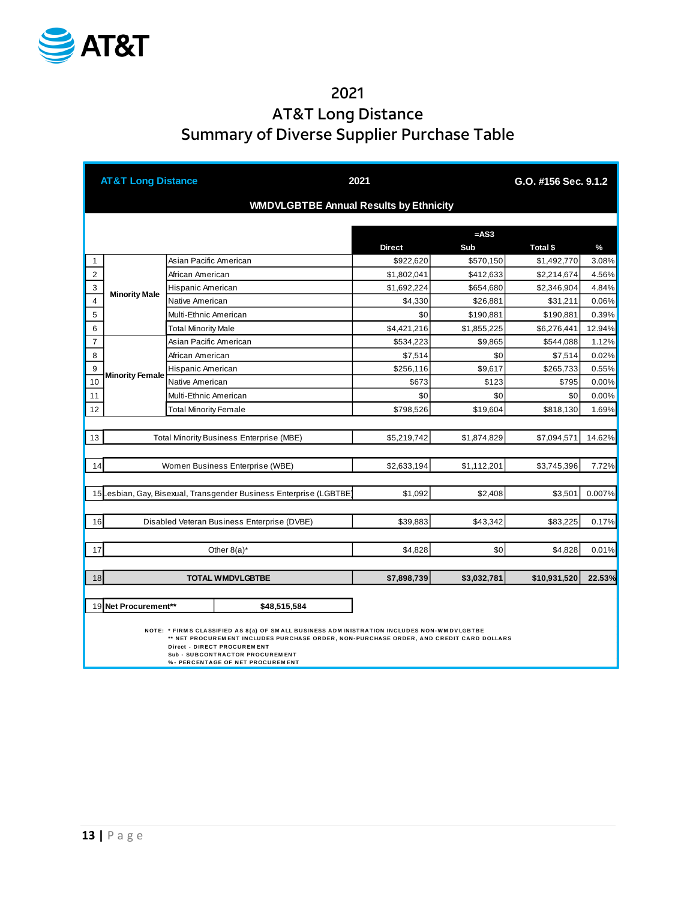# 2021
# AT&T Long Distance
# Summary of Diverse Supplier Purchase Table

| AT&T Long Distance | | | 2021 | | G.O. #156 Sec. 9.1.2 | |
|---|---|---|---|---|---|---|
| WMDVLGBTBE Annual Results by Ethnicity | | | | | | |
| | | | | =AS3 | | |
| | | | Direct | Sub | Total $ | % |
| 1 | Minority Male | Asian Pacific American | $922,620 | $570,150 | $1,492,770 | 3.08% |
| 2 | | African American | $1,802,041 | $412,633 | $2,214,674 | 4.56% |
| 3 | | Hispanic American | $1,692,224 | $654,680 | $2,346,904 | 4.84% |
| 4 | | Native American | $4,330 | $26,881 | $31,211 | 0.06% |
| 5 | | Multi-Ethnic American | $0 | $190,881 | $190,881 | 0.39% |
| 6 | | Total Minority Male | $4,421,216 | $1,855,225 | $6,276,441 | 12.94% |
| 7 | Minority Female | Asian Pacific American | $534,223 | $9,865 | $544,088 | 1.12% |
| 8 | | African American | $7,514 | $0 | $7,514 | 0.02% |
| 9 | | Hispanic American | $256,116 | $9,617 | $265,733 | 0.55% |
| 10 | | Native American | $673 | $123 | $795 | 0.00% |
| 11 | | Multi-Ethnic American | $0 | $0 | $0 | 0.00% |
| 12 | | Total Minority Female | $798,526 | $19,604 | $818,130 | 1.69% |
| 13 | Total Minority Business Enterprise (MBE) | | $5,219,742 | $1,874,829 | $7,094,571 | 14.62% |
| 14 | Women Business Enterprise (WBE) | | $2,633,194 | $1,112,201 | $3,745,396 | 7.72% |
| 15 | Lesbian, Gay, Bisexual, Transgender Business Enterprise (LGBTBE) | | $1,092 | $2,408 | $3,501 | 0.007% |
| 16 | Disabled Veteran Business Enterprise (DVBE) | | $39,883 | $43,342 | $83,225 | 0.17% |
| 17 | Other 8(a)* | | $4,828 | $0 | $4,828 | 0.01% |
| 18 | **TOTAL WMDVLGBTBE** | | **$7,898,739** | **$3,032,781** | **$10,931,520** | **22.53%** |
| 19 | **Net Procurement**** | **$48,515,584** | | | | |

NOTE: * FIRMS CLASSIFIED AS 8(a) OF SMALL BUSINESS ADMINISTRATION INCLUDES NON-WMDVLGBTBE
** NET PROCUREMENT INCLUDES PURCHASE ORDER, NON-PURCHASE ORDER, AND CREDIT CARD DOLLARS
Direct - DIRECT PROCUREMENT
Sub - SUBCONTRACTOR PROCUREMENT
% - PERCENTAGE OF NET PROCUREMENT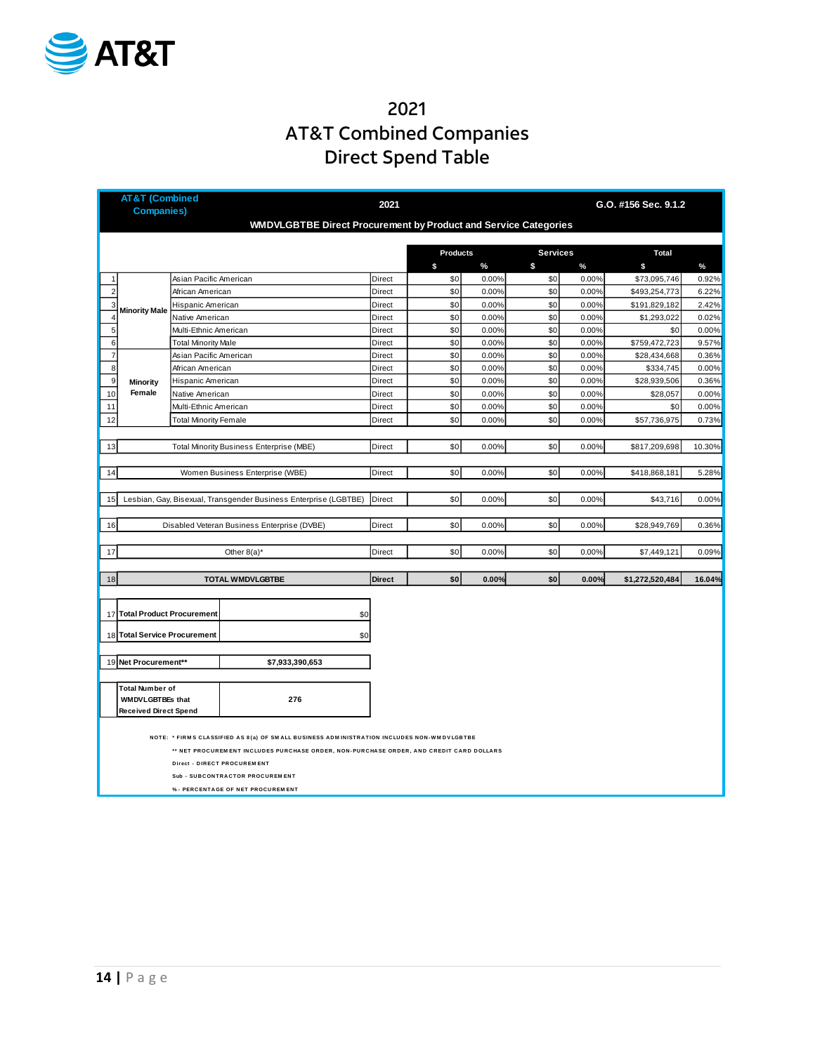# 2021
# AT&T Combined Companies
# Direct Spend Table

| AT&T (Combined Companies) | | | 2021 | | | | | G.O. #156 Sec. 9.1.2 | |
|---|---|---|---|---|---|---|---|---|---|
| WMDVLGBTBE Direct Procurement by Product and Service Categories | | | | | | | | | |
| | | | | Products | | Services | | Total | |
| | | | | $ | % | $ | % | $ | % |
| 1 | Minority Male | Asian Pacific American | Direct | $0 | 0.00% | $0 | 0.00% | $73,095,746 | 0.92% |
| 2 | | African American | Direct | $0 | 0.00% | $0 | 0.00% | $493,254,773 | 6.22% |
| 3 | | Hispanic American | Direct | $0 | 0.00% | $0 | 0.00% | $191,829,182 | 2.42% |
| 4 | | Native American | Direct | $0 | 0.00% | $0 | 0.00% | $1,293,022 | 0.02% |
| 5 | | Multi-Ethnic American | Direct | $0 | 0.00% | $0 | 0.00% | $0 | 0.00% |
| 6 | | Total Minority Male | Direct | $0 | 0.00% | $0 | 0.00% | $759,472,723 | 9.57% |
| 7 | Minority Female | Asian Pacific American | Direct | $0 | 0.00% | $0 | 0.00% | $28,434,668 | 0.36% |
| 8 | | African American | Direct | $0 | 0.00% | $0 | 0.00% | $334,745 | 0.00% |
| 9 | | Hispanic American | Direct | $0 | 0.00% | $0 | 0.00% | $28,939,506 | 0.36% |
| 10 | | Native American | Direct | $0 | 0.00% | $0 | 0.00% | $28,057 | 0.00% |
| 11 | | Multi-Ethnic American | Direct | $0 | 0.00% | $0 | 0.00% | $0 | 0.00% |
| 12 | | Total Minority Female | Direct | $0 | 0.00% | $0 | 0.00% | $57,736,975 | 0.73% |
| 13 | Total Minority Business Enterprise (MBE) | | Direct | $0 | 0.00% | $0 | 0.00% | $817,209,698 | 10.30% |
| 14 | Women Business Enterprise (WBE) | | Direct | $0 | 0.00% | $0 | 0.00% | $418,868,181 | 5.28% |
| 15 | Lesbian, Gay, Bisexual, Transgender Business Enterprise (LGBTBE) | | Direct | $0 | 0.00% | $0 | 0.00% | $43,716 | 0.00% |
| 16 | Disabled Veteran Business Enterprise (DVBE) | | Direct | $0 | 0.00% | $0 | 0.00% | $28,949,769 | 0.36% |
| 17 | Other 8(a)* | | Direct | $0 | 0.00% | $0 | 0.00% | $7,449,121 | 0.09% |
| 18 | **TOTAL WMDVLGBTBE** | | **Direct** | **$0** | **0.00%** | **$0** | **0.00%** | **$1,272,520,484** | **16.04%** |

| | | |
|---|---|---|
| 17 | **Total Product Procurement** | $0 |
| 18 | **Total Service Procurement** | $0 |
| 19 | **Net Procurement**** | **$7,933,390,653** |
| | **Total Number of WMDVLGBTBEs that Received Direct Spend** | **276** |

NOTE: * FIRMS CLASSIFIED AS 8(a) OF SMALL BUSINESS ADMINISTRATION INCLUDES NON-WMDVLGBTBE

** NET PROCUREMENT INCLUDES PURCHASE ORDER, NON-PURCHASE ORDER, AND CREDIT CARD DOLLARS

Direct - DIRECT PROCUREMENT

Sub - SUBCONTRACTOR PROCUREMENT

% - PERCENTAGE OF NET PROCUREMENT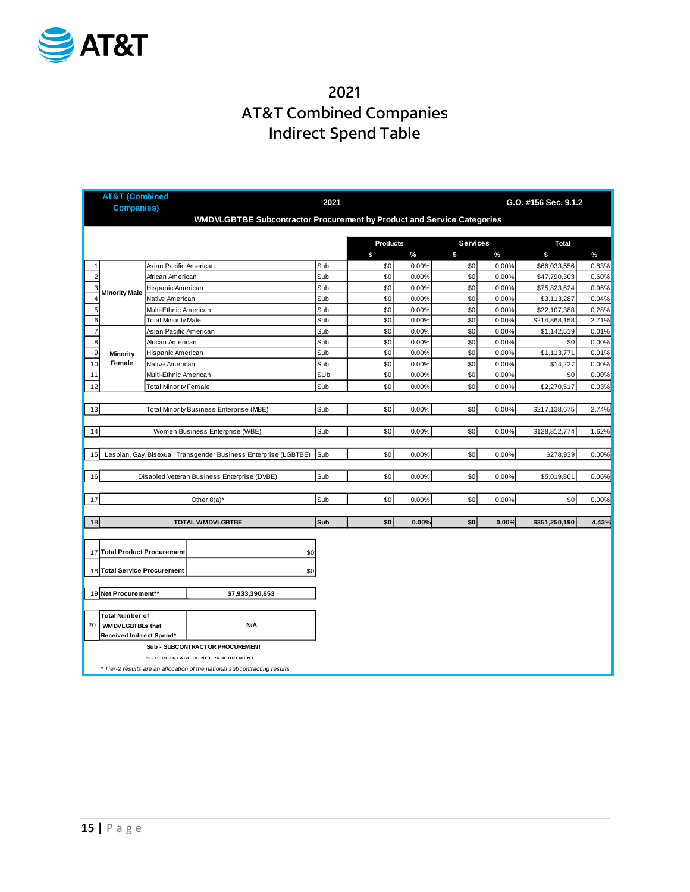# 2021
# AT&T Combined Companies
# Indirect Spend Table

| | AT&T (Combined Companies) | | 2021 | | | | | G.O. #156 Sec. 9.1.2 | |
|---|---|---|---|---|---|---|---|---|---|
| | WMDVLGBTBE Subcontractor Procurement by Product and Service Categories | | | | | | | | |
| | | | | Products | | Services | | Total | |
| | | | | $ | % | $ | % | $ | % |
| 1 | Minority Male | Asian Pacific American | Sub | $0 | 0.00% | $0 | 0.00% | $66,033,556 | 0.83% |
| 2 | | African American | Sub | $0 | 0.00% | $0 | 0.00% | $47,790,303 | 0.60% |
| 3 | | Hispanic American | Sub | $0 | 0.00% | $0 | 0.00% | $75,823,624 | 0.96% |
| 4 | | Native American | Sub | $0 | 0.00% | $0 | 0.00% | $3,113,287 | 0.04% |
| 5 | | Multi-Ethnic American | Sub | $0 | 0.00% | $0 | 0.00% | $22,107,388 | 0.28% |
| 6 | | Total Minority Male | Sub | $0 | 0.00% | $0 | 0.00% | $214,868,158 | 2.71% |
| 7 | Minority Female | Asian Pacific American | Sub | $0 | 0.00% | $0 | 0.00% | $1,142,519 | 0.01% |
| 8 | | African American | Sub | $0 | 0.00% | $0 | 0.00% | $0 | 0.00% |
| 9 | | Hispanic American | Sub | $0 | 0.00% | $0 | 0.00% | $1,113,771 | 0.01% |
| 10 | | Native American | Sub | $0 | 0.00% | $0 | 0.00% | $14,227 | 0.00% |
| 11 | | Multi-Ethnic American | SUb | $0 | 0.00% | $0 | 0.00% | $0 | 0.00% |
| 12 | | Total Minority Female | Sub | $0 | 0.00% | $0 | 0.00% | $2,270,517 | 0.03% |
| 13 | Total Minority Business Enterprise (MBE) | | Sub | $0 | 0.00% | $0 | 0.00% | $217,138,675 | 2.74% |
| 14 | Women Business Enterprise (WBE) | | Sub | $0 | 0.00% | $0 | 0.00% | $128,812,774 | 1.62% |
| 15 | Lesbian, Gay, Bisexual, Transgender Business Enterprise (LGBTBE) | | Sub | $0 | 0.00% | $0 | 0.00% | $278,939 | 0.00% |
| 16 | Disabled Veteran Business Enterprise (DVBE) | | Sub | $0 | 0.00% | $0 | 0.00% | $5,019,801 | 0.06% |
| 17 | Other 8(a)* | | Sub | $0 | 0.00% | $0 | 0.00% | $0 | 0.00% |
| 18 | **TOTAL WMDVLGBTBE** | | **Sub** | **$0** | **0.00%** | **$0** | **0.00%** | **$351,250,190** | **4.43%** |

| | | |
|---|---|---|
| 17 | **Total Product Procurement** | $0 |
| 18 | **Total Service Procurement** | $0 |
| 19 | **Net Procurement**** | **$7,933,390,653** |
| 20 | **Total Number of WMDVLGBTBEs that Received Indirect Spend*** | **N/A** |

**Sub - SUBCONTRACTOR PROCUREMENT**

**% - PERCENTAGE OF NET PROCUREMENT**

*\* Tier-2 results are an allocation of the national subcontracting results*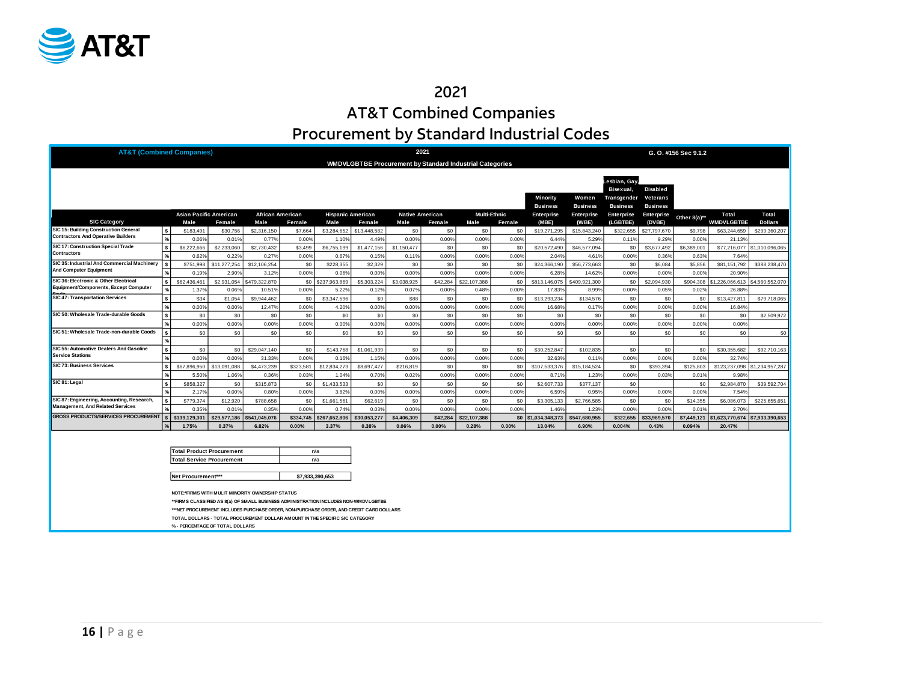# 2021

# AT&T Combined Companies

# Procurement by Standard Industrial Codes

**AT&T (Combined Companies)** — **2021** — **G. O. #156 Sec 9.1.2**

**WMDVLGBTBE Procurement by Standard Industrial Categories**

| SIC Category | | Asian Pacific American Male | Asian Pacific American Female | African American Male | African American Female | Hispanic American Male | Hispanic American Female | Native American Male | Native American Female | Multi-Ethnic Male | Multi-Ethnic Female | Minority Business Enterprise (MBE) | Women Business Enterprise (WBE) | Lesbian, Gay, Bisexual, Transgender Business Enterprise (LGBTBE) | Disabled Veterans Business Enterprise (DVBE) | Other 8(a)** | Total WMDVLGBTBE | Total Dollars |
|---|---|---|---|---|---|---|---|---|---|---|---|---|---|---|---|---|---|---|
| SIC 15: Building Construction General Contractors And Operative Builders | $ | $183,491 | $30,756 | $2,316,150 | $7,664 | $3,284,652 | $13,448,582 | $0 | $0 | $0 | $0 | $19,271,295 | $15,843,240 | $322,655 | $27,797,670 | $9,798 | $63,244,659 | $299,360,207 |
| | % | 0.06% | 0.01% | 0.77% | 0.00% | 1.10% | 4.49% | 0.00% | 0.00% | 0.00% | 0.00% | 6.44% | 5.29% | 0.11% | 9.29% | 0.00% | 21.13% | |
| SIC 17: Construction Special Trade Contractors | $ | $6,222,666 | $2,233,060 | $2,730,432 | $3,499 | $6,755,199 | $1,477,156 | $1,150,477 | $0 | $0 | $0 | $20,572,490 | $46,577,094 | $0 | $3,677,492 | $6,389,001 | $77,216,077 | $1,010,096,065 |
| | % | 0.62% | 0.22% | 0.27% | 0.00% | 0.67% | 0.15% | 0.11% | 0.00% | 0.00% | 0.00% | 2.04% | 4.61% | 0.00% | 0.36% | 0.63% | 7.64% | |
| SIC 35: Industrial And Commercial Machinery And Computer Equipment | $ | $751,998 | $11,277,254 | $12,106,254 | $0 | $228,355 | $2,329 | $0 | $0 | $0 | $0 | $24,366,190 | $56,773,663 | $0 | $6,084 | $5,856 | $81,151,792 | $388,238,470 |
| | % | 0.19% | 2.90% | 3.12% | 0.00% | 0.06% | 0.00% | 0.00% | 0.00% | 0.00% | 0.00% | 6.28% | 14.62% | 0.00% | 0.00% | 0.00% | 20.90% | |
| SIC 36: Electronic & Other Electrical Equipment/Components, Except Computer Equip | $ | $62,436,461 | $2,931,054 | $479,322,870 | $0 | $237,963,869 | $5,303,224 | $3,038,925 | $42,284 | $22,107,388 | $0 | $813,146,075 | $409,921,300 | $0 | $2,094,930 | $904,308 | $1,226,066,613 | $4,560,552,070 |
| | % | 1.37% | 0.06% | 10.51% | 0.00% | 5.22% | 0.12% | 0.07% | 0.00% | 0.48% | 0.00% | 17.83% | 8.99% | 0.00% | 0.05% | 0.02% | 26.88% | |
| SIC 47: Transportation Services | $ | $34 | $1,054 | $9,944,462 | $0 | $3,347,596 | $0 | $88 | $0 | $0 | $0 | $13,293,234 | $134,576 | $0 | $0 | $0 | $13,427,811 | $79,718,065 |
| | % | 0.00% | 0.00% | 12.47% | 0.00% | 4.20% | 0.00% | 0.00% | 0.00% | 0.00% | 0.00% | 16.68% | 0.17% | 0.00% | 0.00% | 0.00% | 16.84% | |
| SIC 50: Wholesale Trade-durable Goods | $ | $0 | $0 | $0 | $0 | $0 | $0 | $0 | $0 | $0 | $0 | $0 | $0 | $0 | $0 | $0 | $0 | $2,509,972 |
| | % | 0.00% | 0.00% | 0.00% | 0.00% | 0.00% | 0.00% | 0.00% | 0.00% | 0.00% | 0.00% | 0.00% | 0.00% | 0.00% | 0.00% | 0.00% | 0.00% | |
| SIC 51: Wholesale Trade-non-durable Goods | $ | $0 | $0 | $0 | $0 | $0 | $0 | $0 | $0 | $0 | $0 | $0 | $0 | $0 | $0 | $0 | $0 | $0 |
| | % | | | | | | | | | | | | | | | | | |
| SIC 55: Automotive Dealers And Gasoline Service Stations | $ | $0 | $0 | $29,047,140 | $0 | $143,768 | $1,061,939 | $0 | $0 | $0 | $0 | $30,252,847 | $102,835 | $0 | $0 | $0 | $30,355,682 | $92,710,163 |
| | % | 0.00% | 0.00% | 31.33% | 0.00% | 0.16% | 1.15% | 0.00% | 0.00% | 0.00% | 0.00% | 32.63% | 0.11% | 0.00% | 0.00% | 0.00% | 32.74% | |
| SIC 73: Business Services | $ | $67,896,950 | $13,091,088 | $4,473,239 | $323,581 | $12,834,273 | $8,697,427 | $216,819 | $0 | $0 | $0 | $107,533,376 | $15,184,524 | $0 | $393,394 | $125,803 | $123,237,098 | $1,234,957,287 |
| | % | 5.50% | 1.06% | 0.36% | 0.03% | 1.04% | 0.70% | 0.02% | 0.00% | 0.00% | 0.00% | 8.71% | 1.23% | 0.00% | 0.03% | 0.01% | 9.98% | |
| SIC 81: Legal | $ | $858,327 | $0 | $315,873 | $0 | $1,433,533 | $0 | $0 | $0 | $0 | $0 | $2,607,733 | $377,137 | $0 | | $0 | $2,984,870 | $39,592,704 |
| | % | 2.17% | 0.00% | 0.80% | 0.00% | 3.62% | 0.00% | 0.00% | 0.00% | 0.00% | 0.00% | 6.59% | 0.95% | 0.00% | 0.00% | 0.00% | 7.54% | |
| SIC 87: Engineering, Accounting, Research, Management, And Related Services | $ | $779,374 | $12,920 | $788,658 | $0 | $1,661,561 | $62,619 | $0 | $0 | $0 | $0 | $3,305,133 | $2,766,585 | $0 | $0 | $14,355 | $6,086,073 | $225,655,651 |
| | % | 0.35% | 0.01% | 0.35% | 0.00% | 0.74% | 0.03% | 0.00% | 0.00% | 0.00% | 0.00% | 1.46% | 1.23% | 0.00% | 0.00% | 0.01% | 2.70% | |
| **GROSS PRODUCTS/SERVICES PROCUREMENT** | $ | **$139,129,301** | **$29,577,186** | **$541,045,076** | **$334,745** | **$267,652,806** | **$30,053,277** | **$4,406,309** | **$42,284** | **$22,107,388** | **$0** | **$1,034,348,373** | **$547,680,955** | **$322,655** | **$33,969,570** | **$7,449,121** | **$1,623,770,674** | **$7,933,390,653** |
| | % | **1.75%** | **0.37%** | **6.82%** | **0.00%** | **3.37%** | **0.38%** | **0.06%** | **0.00%** | **0.28%** | **0.00%** | **13.04%** | **6.90%** | **0.004%** | **0.43%** | **0.094%** | **20.47%** | |

| | |
|---|---|
| **Total Product Procurement** | n/a |
| **Total Service Procurement** | n/a |

| | |
|---|---|
| **Net Procurement*** | **$7,933,390,653** |

NOTE:*FIRMS WITH MULIT MINORITY OWNERSHIP STATUS

**FIRMS CLASSIFIED AS 8(a) OF SMALL BUSINESS ADMINISTRATION INCLUDES NON-WMDVLGBTBE

***NET PROCUREMENT INCLUDES PURCHASE ORDER, NON-PURCHASE ORDER, AND CREDIT CARD DOLLARS

TOTAL DOLLARS - TOTAL PROCUREMENT DOLLAR AMOUNT IN THE SPECIFIC SIC CATEGORY

% - PERCENTAGE OF TOTAL DOLLARS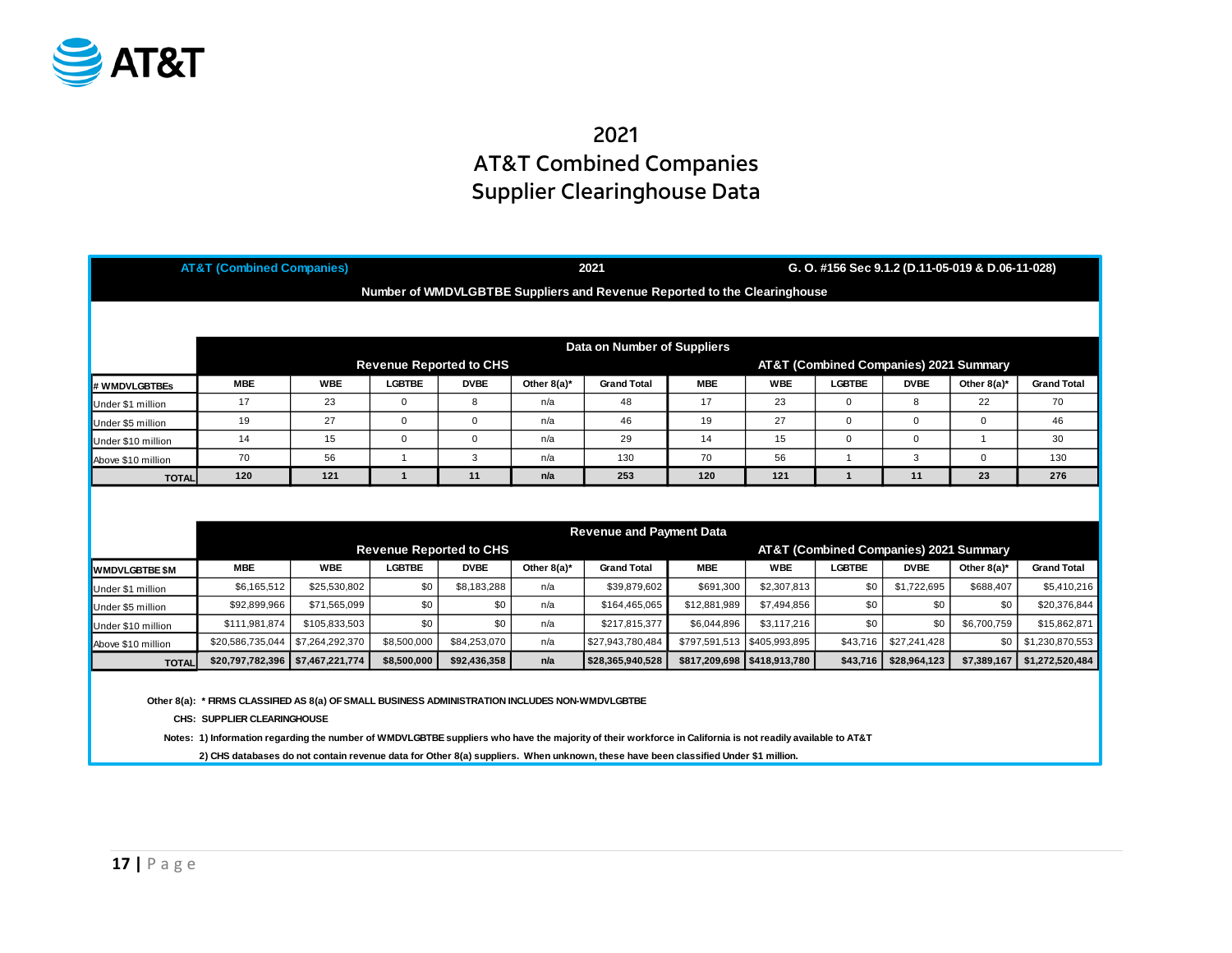# 2021
# AT&T Combined Companies
# Supplier Clearinghouse Data

**AT&T (Combined Companies)** | **2021** | **G. O. #156 Sec 9.1.2 (D.11-05-019 & D.06-11-028)**

**Number of WMDVLGBTBE Suppliers and Revenue Reported to the Clearinghouse**

| | Data on Number of Suppliers | | | | | | | | | | | |
|---|---|---|---|---|---|---|---|---|---|---|---|---|
| | Revenue Reported to CHS | | | | | | AT&T (Combined Companies) 2021 Summary | | | | | |
| **# WMDVLGBTBEs** | **MBE** | **WBE** | **LGBTBE** | **DVBE** | **Other 8(a)*** | **Grand Total** | **MBE** | **WBE** | **LGBTBE** | **DVBE** | **Other 8(a)*** | **Grand Total** |
| Under $1 million | 17 | 23 | 0 | 8 | n/a | 48 | 17 | 23 | 0 | 8 | 22 | 70 |
| Under $5 million | 19 | 27 | 0 | 0 | n/a | 46 | 19 | 27 | 0 | 0 | 0 | 46 |
| Under $10 million | 14 | 15 | 0 | 0 | n/a | 29 | 14 | 15 | 0 | 0 | 1 | 30 |
| Above $10 million | 70 | 56 | 1 | 3 | n/a | 130 | 70 | 56 | 1 | 3 | 0 | 130 |
| **TOTAL** | **120** | **121** | **1** | **11** | **n/a** | **253** | **120** | **121** | **1** | **11** | **23** | **276** |

| | Revenue and Payment Data | | | | | | | | | | | |
|---|---|---|---|---|---|---|---|---|---|---|---|---|
| | Revenue Reported to CHS | | | | | | AT&T (Combined Companies) 2021 Summary | | | | | |
| **WMDVLGBTBE $M** | **MBE** | **WBE** | **LGBTBE** | **DVBE** | **Other 8(a)*** | **Grand Total** | **MBE** | **WBE** | **LGBTBE** | **DVBE** | **Other 8(a)*** | **Grand Total** |
| Under $1 million | $6,165,512 | $25,530,802 | $0 | $8,183,288 | n/a | $39,879,602 | $691,300 | $2,307,813 | $0 | $1,722,695 | $688,407 | $5,410,216 |
| Under $5 million | $92,899,966 | $71,565,099 | $0 | $0 | n/a | $164,465,065 | $12,881,989 | $7,494,856 | $0 | $0 | $0 | $20,376,844 |
| Under $10 million | $111,981,874 | $105,833,503 | $0 | $0 | n/a | $217,815,377 | $6,044,896 | $3,117,216 | $0 | $0 | $6,700,759 | $15,862,871 |
| Above $10 million | $20,586,735,044 | $7,264,292,370 | $8,500,000 | $84,253,070 | n/a | $27,943,780,484 | $797,591,513 | $405,993,895 | $43,716 | $27,241,428 | $0 | $1,230,870,553 |
| **TOTAL** | **$20,797,782,396** | **$7,467,221,774** | **$8,500,000** | **$92,436,358** | **n/a** | **$28,365,940,528** | **$817,209,698** | **$418,913,780** | **$43,716** | **$28,964,123** | **$7,389,167** | **$1,272,520,484** |

**Other 8(a): * FIRMS CLASSIFIED AS 8(a) OF SMALL BUSINESS ADMINISTRATION INCLUDES NON-WMDVLGBTBE**

**CHS: SUPPLIER CLEARINGHOUSE**

**Notes: 1) Information regarding the number of WMDVLGBTBE suppliers who have the majority of their workforce in California is not readily available to AT&T**

**2) CHS databases do not contain revenue data for Other 8(a) suppliers. When unknown, these have been classified Under $1 million.**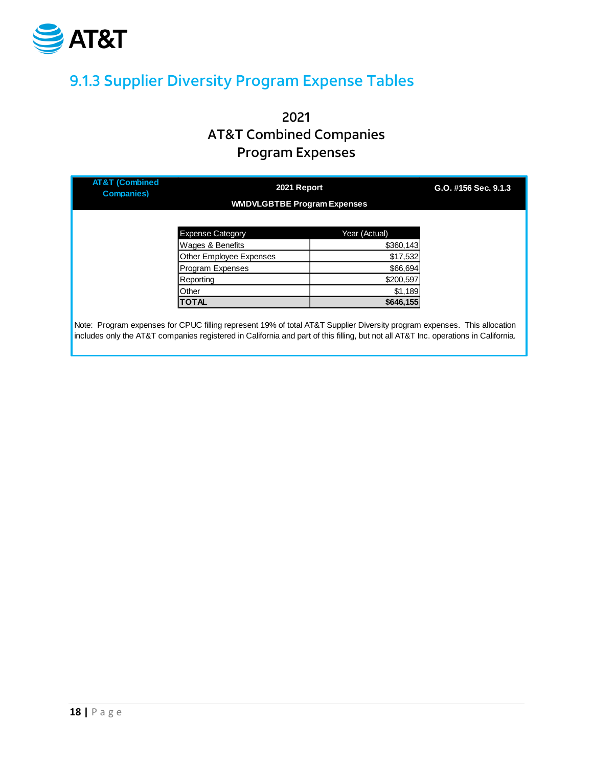## 9.1.3 Supplier Diversity Program Expense Tables

### 2021
### AT&T Combined Companies
### Program Expenses

**AT&T (Combined Companies)** | **2021 Report** | **G.O. #156 Sec. 9.1.3**

**WMDVLGBTBE Program Expenses**

| Expense Category | Year (Actual) |
|---|---|
| Wages & Benefits | $360,143 |
| Other Employee Expenses | $17,532 |
| Program Expenses | $66,694 |
| Reporting | $200,597 |
| Other | $1,189 |
| **TOTAL** | **$646,155** |

Note: Program expenses for CPUC filling represent 19% of total AT&T Supplier Diversity program expenses. This allocation includes only the AT&T companies registered in California and part of this filling, but not all AT&T Inc. operations in California.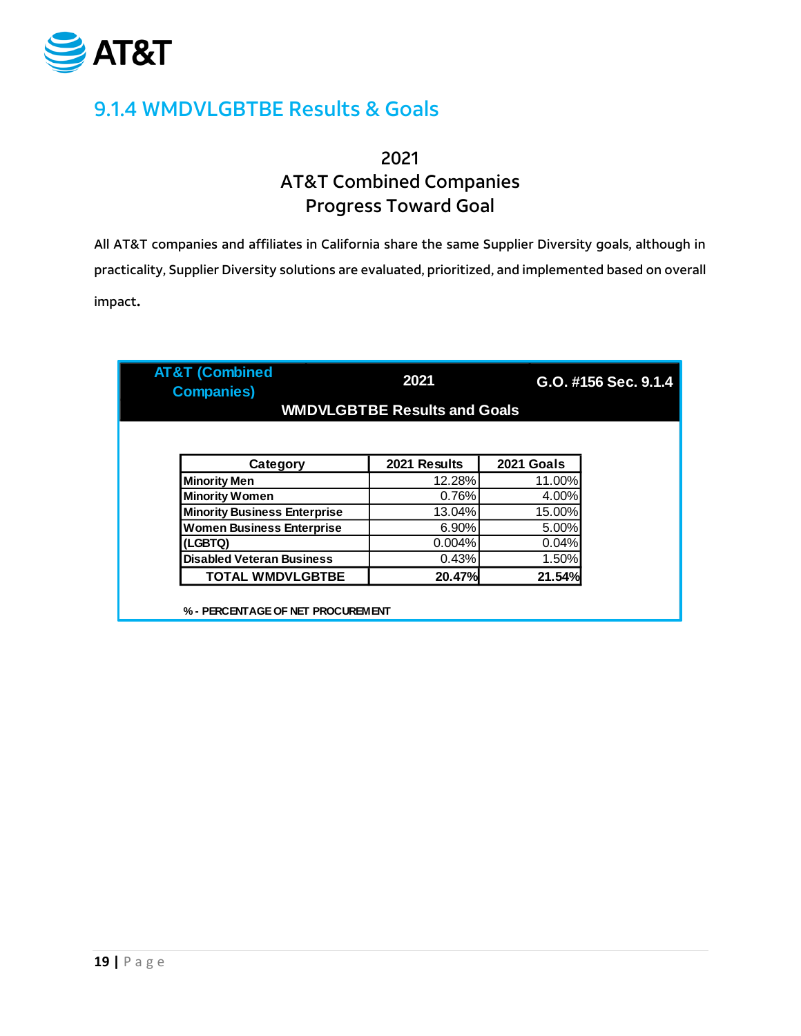## 9.1.4 WMDVLGBTBE Results & Goals

**2021**
**AT&T Combined Companies**
**Progress Toward Goal**

All AT&T companies and affiliates in California share the same Supplier Diversity goals, although in practicality, Supplier Diversity solutions are evaluated, prioritized, and implemented based on overall impact.

**AT&T (Combined Companies)** | **2021** | **G.O. #156 Sec. 9.1.4**

**WMDVLGBTBE Results and Goals**

| Category | 2021 Results | 2021 Goals |
|---|---|---|
| Minority Men | 12.28% | 11.00% |
| Minority Women | 0.76% | 4.00% |
| Minority Business Enterprise | 13.04% | 15.00% |
| Women Business Enterprise | 6.90% | 5.00% |
| (LGBTQ) | 0.004% | 0.04% |
| Disabled Veteran Business | 0.43% | 1.50% |
| **TOTAL WMDVLGBTBE** | **20.47%** | **21.54%** |

% - PERCENTAGE OF NET PROCUREMENT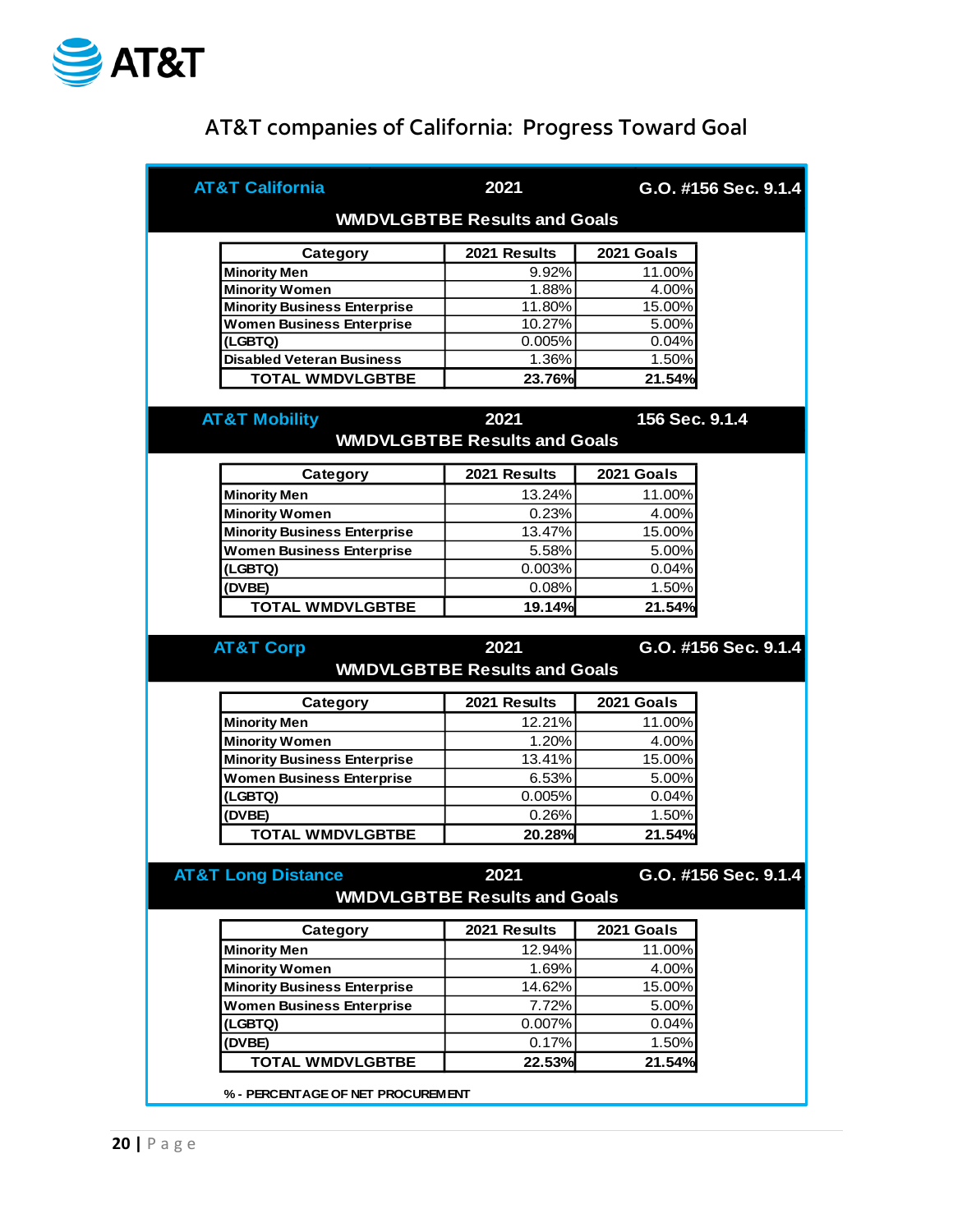# AT&T companies of California: Progress Toward Goal

## AT&T California — 2021 — G.O. #156 Sec. 9.1.4

### WMDVLGBTBE Results and Goals

| Category | 2021 Results | 2021 Goals |
|---|---|---|
| Minority Men | 9.92% | 11.00% |
| Minority Women | 1.88% | 4.00% |
| Minority Business Enterprise | 11.80% | 15.00% |
| Women Business Enterprise | 10.27% | 5.00% |
| (LGBTQ) | 0.005% | 0.04% |
| Disabled Veteran Business | 1.36% | 1.50% |
| TOTAL WMDVLGBTBE | 23.76% | 21.54% |

## AT&T Mobility — 2021 — 156 Sec. 9.1.4

### WMDVLGBTBE Results and Goals

| Category | 2021 Results | 2021 Goals |
|---|---|---|
| Minority Men | 13.24% | 11.00% |
| Minority Women | 0.23% | 4.00% |
| Minority Business Enterprise | 13.47% | 15.00% |
| Women Business Enterprise | 5.58% | 5.00% |
| (LGBTQ) | 0.003% | 0.04% |
| (DVBE) | 0.08% | 1.50% |
| TOTAL WMDVLGBTBE | 19.14% | 21.54% |

## AT&T Corp — 2021 — G.O. #156 Sec. 9.1.4

### WMDVLGBTBE Results and Goals

| Category | 2021 Results | 2021 Goals |
|---|---|---|
| Minority Men | 12.21% | 11.00% |
| Minority Women | 1.20% | 4.00% |
| Minority Business Enterprise | 13.41% | 15.00% |
| Women Business Enterprise | 6.53% | 5.00% |
| (LGBTQ) | 0.005% | 0.04% |
| (DVBE) | 0.26% | 1.50% |
| TOTAL WMDVLGBTBE | 20.28% | 21.54% |

## AT&T Long Distance — 2021 — G.O. #156 Sec. 9.1.4

### WMDVLGBTBE Results and Goals

| Category | 2021 Results | 2021 Goals |
|---|---|---|
| Minority Men | 12.94% | 11.00% |
| Minority Women | 1.69% | 4.00% |
| Minority Business Enterprise | 14.62% | 15.00% |
| Women Business Enterprise | 7.72% | 5.00% |
| (LGBTQ) | 0.007% | 0.04% |
| (DVBE) | 0.17% | 1.50% |
| TOTAL WMDVLGBTBE | 22.53% | 21.54% |

% - PERCENTAGE OF NET PROCUREMENT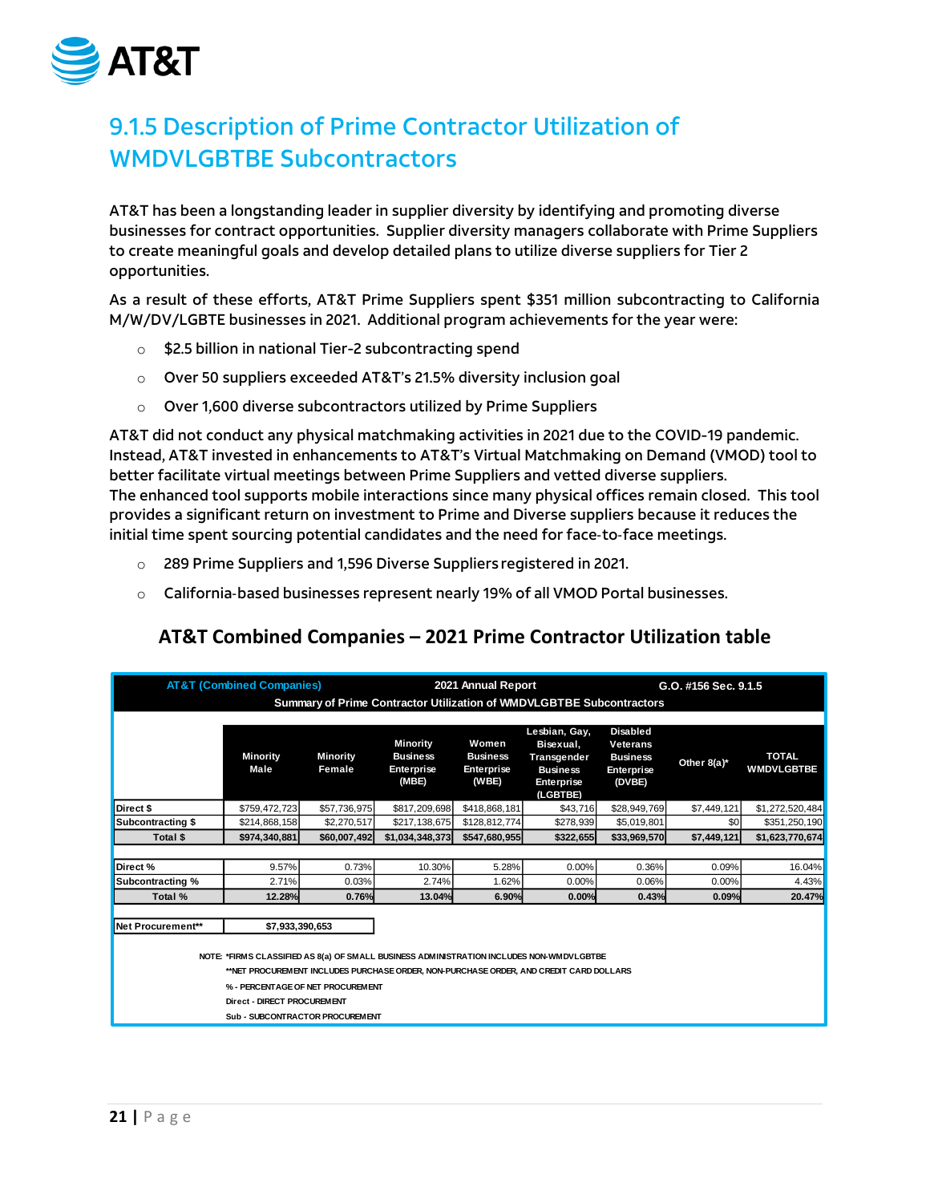## 9.1.5 Description of Prime Contractor Utilization of WMDVLGBTBE Subcontractors

AT&T has been a longstanding leader in supplier diversity by identifying and promoting diverse businesses for contract opportunities. Supplier diversity managers collaborate with Prime Suppliers to create meaningful goals and develop detailed plans to utilize diverse suppliers for Tier 2 opportunities.

As a result of these efforts, AT&T Prime Suppliers spent $351 million subcontracting to California M/W/DV/LGBTE businesses in 2021. Additional program achievements for the year were:

- $2.5 billion in national Tier-2 subcontracting spend
- Over 50 suppliers exceeded AT&T's 21.5% diversity inclusion goal
- Over 1,600 diverse subcontractors utilized by Prime Suppliers

AT&T did not conduct any physical matchmaking activities in 2021 due to the COVID-19 pandemic. Instead, AT&T invested in enhancements to AT&T's Virtual Matchmaking on Demand (VMOD) tool to better facilitate virtual meetings between Prime Suppliers and vetted diverse suppliers. The enhanced tool supports mobile interactions since many physical offices remain closed. This tool provides a significant return on investment to Prime and Diverse suppliers because it reduces the initial time spent sourcing potential candidates and the need for face-to-face meetings.

- 289 Prime Suppliers and 1,596 Diverse Suppliers registered in 2021.
- California-based businesses represent nearly 19% of all VMOD Portal businesses.

### AT&T Combined Companies – 2021 Prime Contractor Utilization table

**AT&T (Combined Companies)** — **2021 Annual Report** — **G.O. #156 Sec. 9.1.5**

**Summary of Prime Contractor Utilization of WMDVLGBTBE Subcontractors**

| | Minority Male | Minority Female | Minority Business Enterprise (MBE) | Women Business Enterprise (WBE) | Lesbian, Gay, Bisexual, Transgender Business Enterprise (LGBTBE) | Disabled Veterans Business Enterprise (DVBE) | Other 8(a)* | TOTAL WMDVLGBTBE |
|---|---|---|---|---|---|---|---|---|
| Direct $ | $759,472,723 | $57,736,975 | $817,209,698 | $418,868,181 | $43,716 | $28,949,769 | $7,449,121 | $1,272,520,484 |
| Subcontracting $ | $214,868,158 | $2,270,517 | $217,138,675 | $128,812,774 | $278,939 | $5,019,801 | $0 | $351,250,190 |
| **Total $** | **$974,340,881** | **$60,007,492** | **$1,034,348,373** | **$547,680,955** | **$322,655** | **$33,969,570** | **$7,449,121** | **$1,623,770,674** |
| Direct % | 9.57% | 0.73% | 10.30% | 5.28% | 0.00% | 0.36% | 0.09% | 16.04% |
| Subcontracting % | 2.71% | 0.03% | 2.74% | 1.62% | 0.00% | 0.06% | 0.00% | 4.43% |
| **Total %** | **12.28%** | **0.76%** | **13.04%** | **6.90%** | **0.00%** | **0.43%** | **0.09%** | **20.47%** |

| Net Procurement** | $7,933,390,653 |
|---|---|

NOTE: *FIRMS CLASSIFIED AS 8(a) OF SMALL BUSINESS ADMINISTRATION INCLUDES NON-WMDVLGBTBE

**NET PROCUREMENT INCLUDES PURCHASE ORDER, NON-PURCHASE ORDER, AND CREDIT CARD DOLLARS

% - PERCENTAGE OF NET PROCUREMENT

Direct - DIRECT PROCUREMENT

Sub - SUBCONTRACTOR PROCUREMENT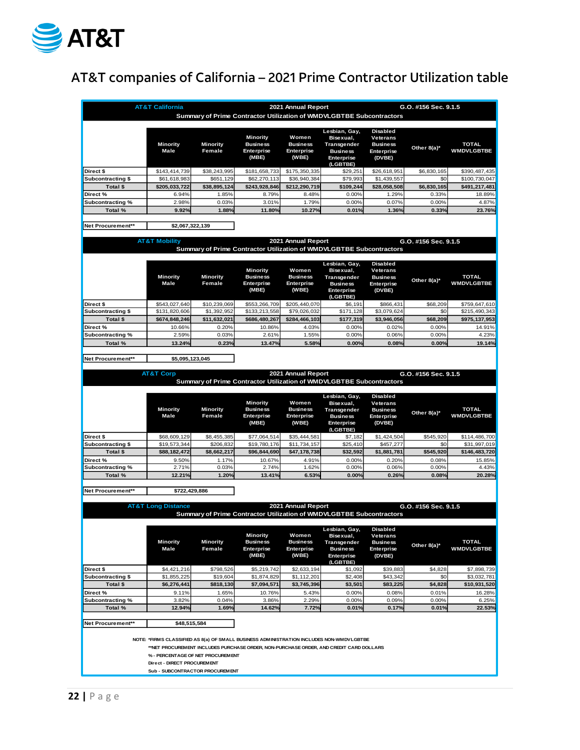# AT&T companies of California – 2021 Prime Contractor Utilization table

**AT&T California** — 2021 Annual Report — G.O. #156 Sec. 9.1.5

Summary of Prime Contractor Utilization of WMDVLGBTBE Subcontractors

| | Minority Male | Minority Female | Minority Business Enterprise (MBE) | Women Business Enterprise (WBE) | Lesbian, Gay, Bisexual, Transgender Business Enterprise (LGBTBE) | Disabled Veterans Business Enterprise (DVBE) | Other 8(a)* | TOTAL WMDVLGBTBE |
|---|---|---|---|---|---|---|---|---|
| Direct $ | $143,414,739 | $38,243,995 | $181,658,733 | $175,350,335 | $29,251 | $26,618,951 | $6,830,165 | $390,487,435 |
| Subcontracting $ | $61,618,983 | $651,129 | $62,270,113 | $36,940,384 | $79,993 | $1,439,557 | $0 | $100,730,047 |
| **Total $** | **$205,033,722** | **$38,895,124** | **$243,928,846** | **$212,290,719** | **$109,244** | **$28,058,508** | **$6,830,165** | **$491,217,481** |
| Direct % | 6.94% | 1.85% | 8.79% | 8.48% | 0.00% | 1.29% | 0.33% | 18.89% |
| Subcontracting % | 2.98% | 0.03% | 3.01% | 1.79% | 0.00% | 0.07% | 0.00% | 4.87% |
| **Total %** | **9.92%** | **1.88%** | **11.80%** | **10.27%** | **0.01%** | **1.36%** | **0.33%** | **23.76%** |

| Net Procurement** | $2,067,322,139 |
|---|---|

**AT&T Mobility** — 2021 Annual Report — G.O. #156 Sec. 9.1.5

Summary of Prime Contractor Utilization of WMDVLGBTBE Subcontractors

| | Minority Male | Minority Female | Minority Business Enterprise (MBE) | Women Business Enterprise (WBE) | Lesbian, Gay, Bisexual, Transgender Business Enterprise (LGBTBE) | Disabled Veterans Business Enterprise (DVBE) | Other 8(a)* | TOTAL WMDVLGBTBE |
|---|---|---|---|---|---|---|---|---|
| Direct $ | $543,027,640 | $10,239,069 | $553,266,709 | $205,440,070 | $6,191 | $866,431 | $68,209 | $759,647,610 |
| Subcontracting $ | $131,820,606 | $1,392,952 | $133,213,558 | $79,026,032 | $171,128 | $3,079,624 | $0 | $215,490,343 |
| **Total $** | **$674,848,246** | **$11,632,021** | **$686,480,267** | **$284,466,103** | **$177,319** | **$3,946,056** | **$68,209** | **$975,137,953** |
| Direct % | 10.66% | 0.20% | 10.86% | 4.03% | 0.00% | 0.02% | 0.00% | 14.91% |
| Subcontracting % | 2.59% | 0.03% | 2.61% | 1.55% | 0.00% | 0.06% | 0.00% | 4.23% |
| **Total %** | **13.24%** | **0.23%** | **13.47%** | **5.58%** | **0.00%** | **0.08%** | **0.00%** | **19.14%** |

| Net Procurement** | $5,095,123,045 |
|---|---|

**AT&T Corp** — 2021 Annual Report — G.O. #156 Sec. 9.1.5

Summary of Prime Contractor Utilization of WMDVLGBTBE Subcontractors

| | Minority Male | Minority Female | Minority Business Enterprise (MBE) | Women Business Enterprise (WBE) | Lesbian, Gay, Bisexual, Transgender Business Enterprise (LGBTBE) | Disabled Veterans Business Enterprise (DVBE) | Other 8(a)* | TOTAL WMDVLGBTBE |
|---|---|---|---|---|---|---|---|---|
| Direct $ | $68,609,129 | $8,455,385 | $77,064,514 | $35,444,581 | $7,182 | $1,424,504 | $545,920 | $114,486,700 |
| Subcontracting $ | $19,573,344 | $206,832 | $19,780,176 | $11,734,157 | $25,410 | $457,277 | $0 | $31,997,019 |
| **Total $** | **$88,182,472** | **$8,662,217** | **$96,844,690** | **$47,178,738** | **$32,592** | **$1,881,781** | **$545,920** | **$146,483,720** |
| Direct % | 9.50% | 1.17% | 10.67% | 4.91% | 0.00% | 0.20% | 0.08% | 15.85% |
| Subcontracting % | 2.71% | 0.03% | 2.74% | 1.62% | 0.00% | 0.06% | 0.00% | 4.43% |
| **Total %** | **12.21%** | **1.20%** | **13.41%** | **6.53%** | **0.00%** | **0.26%** | **0.08%** | **20.28%** |

| Net Procurement** | $722,429,886 |
|---|---|

**AT&T Long Distance** — 2021 Annual Report — G.O. #156 Sec. 9.1.5

Summary of Prime Contractor Utilization of WMDVLGBTBE Subcontractors

| | Minority Male | Minority Female | Minority Business Enterprise (MBE) | Women Business Enterprise (WBE) | Lesbian, Gay, Bisexual, Transgender Business Enterprise (LGBTBE) | Disabled Veterans Business Enterprise (DVBE) | Other 8(a)* | TOTAL WMDVLGBTBE |
|---|---|---|---|---|---|---|---|---|
| Direct $ | $4,421,216 | $798,526 | $5,219,742 | $2,633,194 | $1,092 | $39,883 | $4,828 | $7,898,739 |
| Subcontracting $ | $1,855,225 | $19,604 | $1,874,829 | $1,112,201 | $2,408 | $43,342 | $0 | $3,032,781 |
| **Total $** | **$6,276,441** | **$818,130** | **$7,094,571** | **$3,745,396** | **$3,501** | **$83,225** | **$4,828** | **$10,931,520** |
| Direct % | 9.11% | 1.65% | 10.76% | 5.43% | 0.00% | 0.08% | 0.01% | 16.28% |
| Subcontracting % | 3.82% | 0.04% | 3.86% | 2.29% | 0.00% | 0.09% | 0.00% | 6.25% |
| **Total %** | **12.94%** | **1.69%** | **14.62%** | **7.72%** | **0.01%** | **0.17%** | **0.01%** | **22.53%** |

| Net Procurement** | $48,515,584 |
|---|---|

NOTE: *FIRMS CLASSIFIED AS 8(a) OF SMALL BUSINESS ADMINISTRATION INCLUDES NON-WMDVLGBTBE

**NET PROCUREMENT INCLUDES PURCHASE ORDER, NON-PURCHASE ORDER, AND CREDIT CARD DOLLARS

% - PERCENTAGE OF NET PROCUREMENT

Direct - DIRECT PROCUREMENT

Sub - SUBCONTRACTOR PROCUREMENT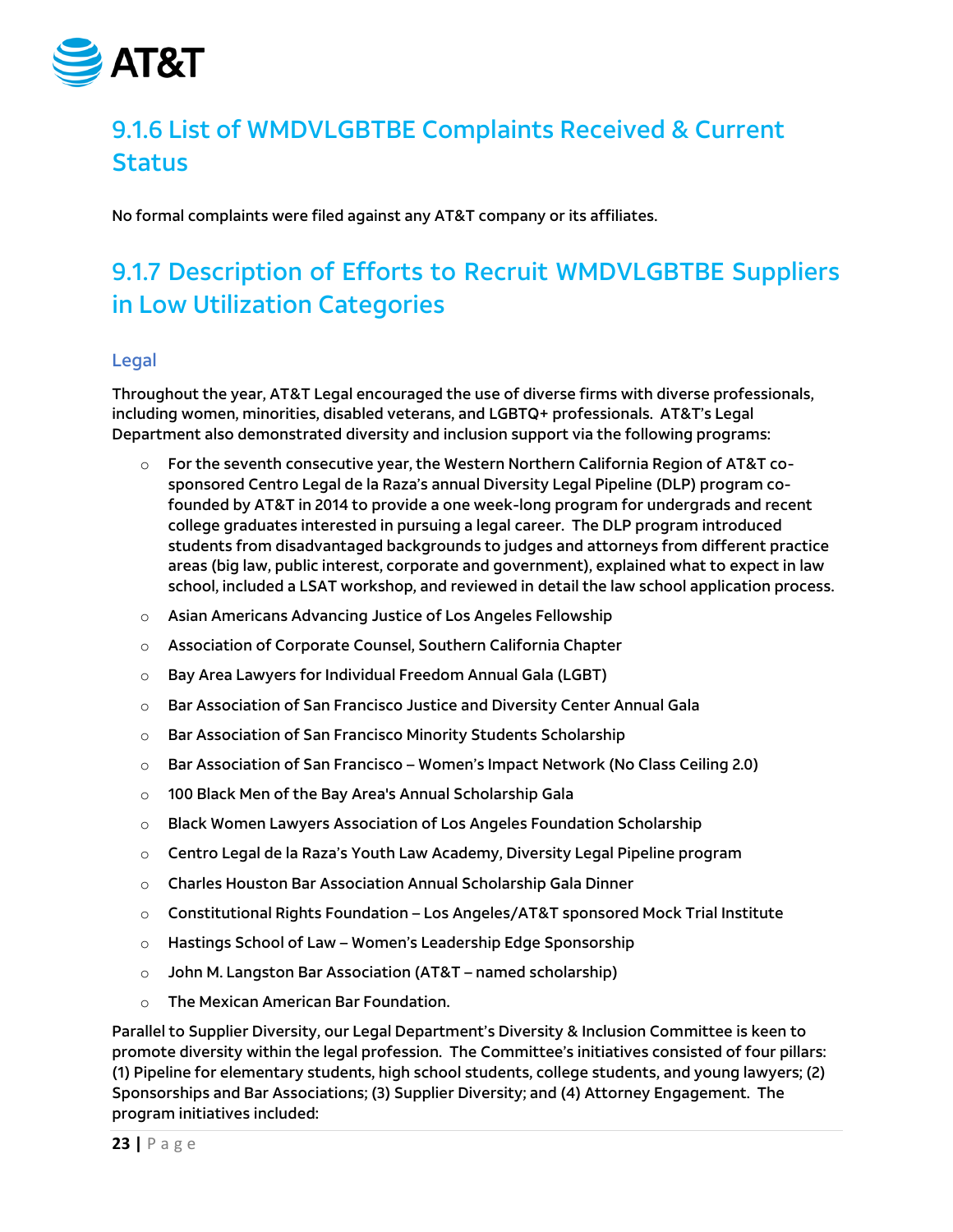## 9.1.6 List of WMDVLGBTBE Complaints Received & Current Status

No formal complaints were filed against any AT&T company or its affiliates.

## 9.1.7 Description of Efforts to Recruit WMDVLGBTBE Suppliers in Low Utilization Categories

### Legal

Throughout the year, AT&T Legal encouraged the use of diverse firms with diverse professionals, including women, minorities, disabled veterans, and LGBTQ+ professionals. AT&T's Legal Department also demonstrated diversity and inclusion support via the following programs:

- For the seventh consecutive year, the Western Northern California Region of AT&T co-sponsored Centro Legal de la Raza's annual Diversity Legal Pipeline (DLP) program co-founded by AT&T in 2014 to provide a one week-long program for undergrads and recent college graduates interested in pursuing a legal career. The DLP program introduced students from disadvantaged backgrounds to judges and attorneys from different practice areas (big law, public interest, corporate and government), explained what to expect in law school, included a LSAT workshop, and reviewed in detail the law school application process.
- Asian Americans Advancing Justice of Los Angeles Fellowship
- Association of Corporate Counsel, Southern California Chapter
- Bay Area Lawyers for Individual Freedom Annual Gala (LGBT)
- Bar Association of San Francisco Justice and Diversity Center Annual Gala
- Bar Association of San Francisco Minority Students Scholarship
- Bar Association of San Francisco – Women's Impact Network (No Class Ceiling 2.0)
- 100 Black Men of the Bay Area's Annual Scholarship Gala
- Black Women Lawyers Association of Los Angeles Foundation Scholarship
- Centro Legal de la Raza's Youth Law Academy, Diversity Legal Pipeline program
- Charles Houston Bar Association Annual Scholarship Gala Dinner
- Constitutional Rights Foundation – Los Angeles/AT&T sponsored Mock Trial Institute
- Hastings School of Law – Women's Leadership Edge Sponsorship
- John M. Langston Bar Association (AT&T – named scholarship)
- The Mexican American Bar Foundation.

Parallel to Supplier Diversity, our Legal Department's Diversity & Inclusion Committee is keen to promote diversity within the legal profession. The Committee's initiatives consisted of four pillars: (1) Pipeline for elementary students, high school students, college students, and young lawyers; (2) Sponsorships and Bar Associations; (3) Supplier Diversity; and (4) Attorney Engagement. The program initiatives included: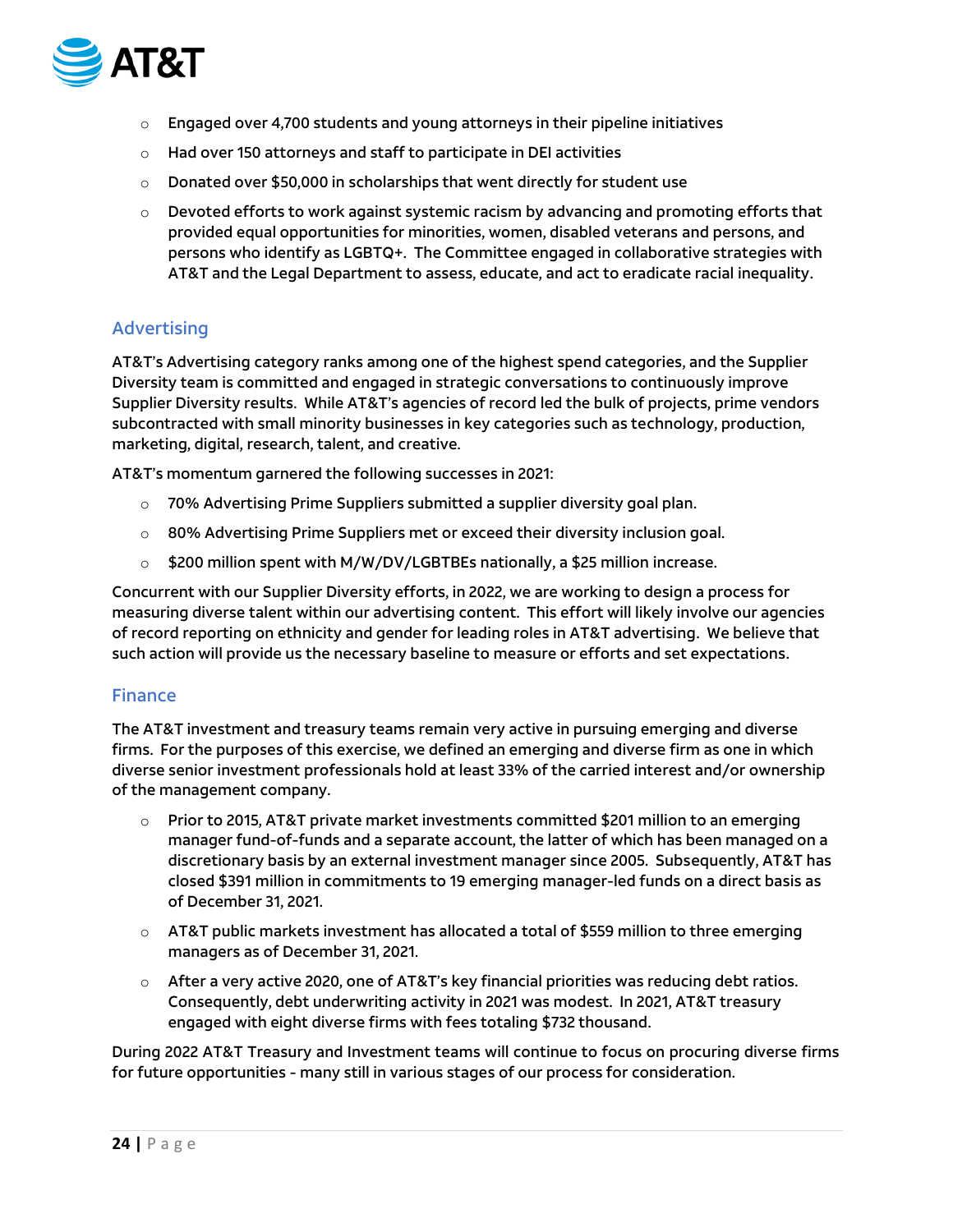- Engaged over 4,700 students and young attorneys in their pipeline initiatives
- Had over 150 attorneys and staff to participate in DEI activities
- Donated over $50,000 in scholarships that went directly for student use
- Devoted efforts to work against systemic racism by advancing and promoting efforts that provided equal opportunities for minorities, women, disabled veterans and persons, and persons who identify as LGBTQ+. The Committee engaged in collaborative strategies with AT&T and the Legal Department to assess, educate, and act to eradicate racial inequality.

## Advertising

AT&T's Advertising category ranks among one of the highest spend categories, and the Supplier Diversity team is committed and engaged in strategic conversations to continuously improve Supplier Diversity results. While AT&T's agencies of record led the bulk of projects, prime vendors subcontracted with small minority businesses in key categories such as technology, production, marketing, digital, research, talent, and creative.

AT&T's momentum garnered the following successes in 2021:

- 70% Advertising Prime Suppliers submitted a supplier diversity goal plan.
- 80% Advertising Prime Suppliers met or exceed their diversity inclusion goal.
- $200 million spent with M/W/DV/LGBTBEs nationally, a $25 million increase.

Concurrent with our Supplier Diversity efforts, in 2022, we are working to design a process for measuring diverse talent within our advertising content. This effort will likely involve our agencies of record reporting on ethnicity and gender for leading roles in AT&T advertising. We believe that such action will provide us the necessary baseline to measure or efforts and set expectations.

## Finance

The AT&T investment and treasury teams remain very active in pursuing emerging and diverse firms. For the purposes of this exercise, we defined an emerging and diverse firm as one in which diverse senior investment professionals hold at least 33% of the carried interest and/or ownership of the management company.

- Prior to 2015, AT&T private market investments committed $201 million to an emerging manager fund-of-funds and a separate account, the latter of which has been managed on a discretionary basis by an external investment manager since 2005. Subsequently, AT&T has closed $391 million in commitments to 19 emerging manager-led funds on a direct basis as of December 31, 2021.
- AT&T public markets investment has allocated a total of $559 million to three emerging managers as of December 31, 2021.
- After a very active 2020, one of AT&T's key financial priorities was reducing debt ratios. Consequently, debt underwriting activity in 2021 was modest. In 2021, AT&T treasury engaged with eight diverse firms with fees totaling $732 thousand.

During 2022 AT&T Treasury and Investment teams will continue to focus on procuring diverse firms for future opportunities - many still in various stages of our process for consideration.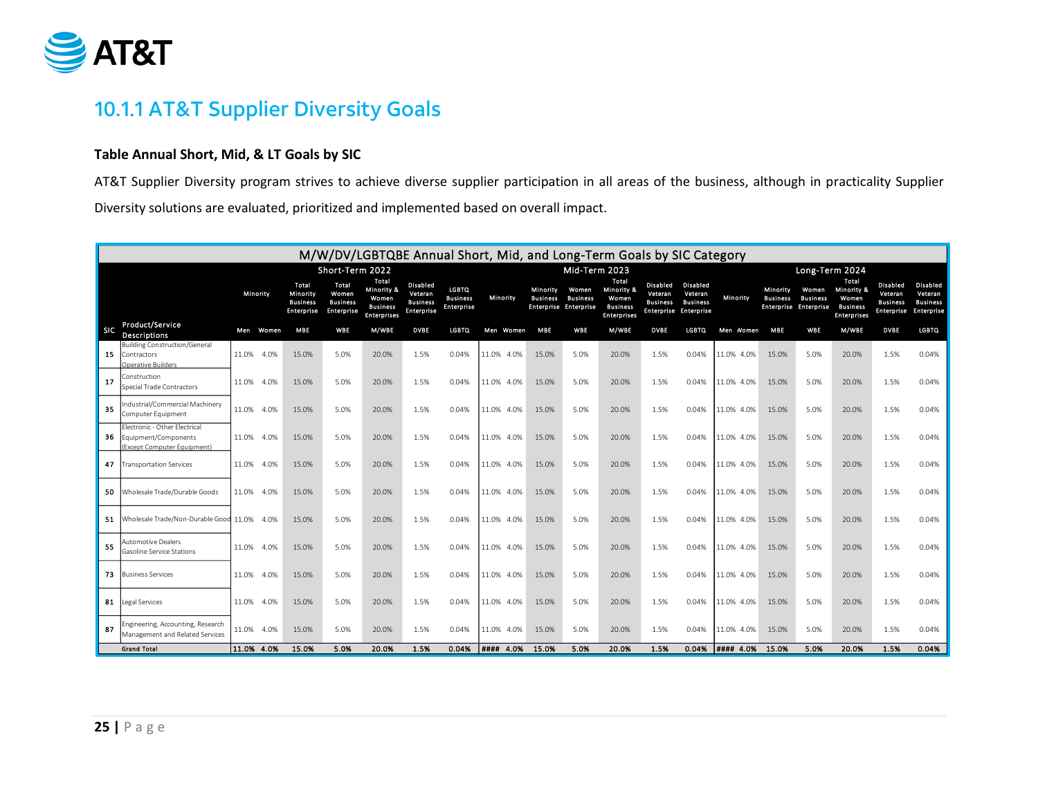## 10.1.1 AT&T Supplier Diversity Goals

**Table Annual Short, Mid, & LT Goals by SIC**

AT&T Supplier Diversity program strives to achieve diverse supplier participation in all areas of the business, although in practicality Supplier Diversity solutions are evaluated, prioritized and implemented based on overall impact.

| M/W/DV/LGBTQBE Annual Short, Mid, and Long-Term Goals by SIC Category | | | | | | | | | | | | | | | | | | | | | | | |
|---|---|---|---|---|---|---|---|---|---|---|---|---|---|---|---|---|---|---|---|---|---|---|---|
| | | Short-Term 2022 | | | | | | | | Mid-Term 2023 | | | | | | | | Long-Term 2024 | | | | | | | |
| | | Minority | | Total Minority Business Enterprise | Total Women Business Enterprise | Total Minority & Women Business Enterprises | Disabled Veteran Business Enterprise | LGBTQ Business Enterprise | Minority | | Minority Business Enterprise | Women Business Enterprise | Total Minority & Women Business Enterprises | Disabled Veteran Business Enterprise | Disabled Veteran Business Enterprise | Minority | | Minority Business Enterprise | Women Business Enterprise | Total Minority & Women Business Enterprises | Disabled Veteran Business Enterprise | Disabled Veteran Business Enterprise |
| SIC | Product/Service Descriptions | Men | Women | MBE | WBE | M/WBE | DVBE | LGBTQ | Men | Women | MBE | WBE | M/WBE | DVBE | LGBTQ | Men | Women | MBE | WBE | M/WBE | DVBE | LGBTQ |
| 15 | Building Construction/General Contractors Operative Builders | 11.0% | 4.0% | 15.0% | 5.0% | 20.0% | 1.5% | 0.04% | 11.0% | 4.0% | 15.0% | 5.0% | 20.0% | 1.5% | 0.04% | 11.0% | 4.0% | 15.0% | 5.0% | 20.0% | 1.5% | 0.04% |
| 17 | Construction Special Trade Contractors | 11.0% | 4.0% | 15.0% | 5.0% | 20.0% | 1.5% | 0.04% | 11.0% | 4.0% | 15.0% | 5.0% | 20.0% | 1.5% | 0.04% | 11.0% | 4.0% | 15.0% | 5.0% | 20.0% | 1.5% | 0.04% |
| 35 | Industrial/Commercial Machinery Computer Equipment | 11.0% | 4.0% | 15.0% | 5.0% | 20.0% | 1.5% | 0.04% | 11.0% | 4.0% | 15.0% | 5.0% | 20.0% | 1.5% | 0.04% | 11.0% | 4.0% | 15.0% | 5.0% | 20.0% | 1.5% | 0.04% |
| 36 | Electronic - Other Electrical Equipment/Components (Except Computer Equipment) | 11.0% | 4.0% | 15.0% | 5.0% | 20.0% | 1.5% | 0.04% | 11.0% | 4.0% | 15.0% | 5.0% | 20.0% | 1.5% | 0.04% | 11.0% | 4.0% | 15.0% | 5.0% | 20.0% | 1.5% | 0.04% |
| 47 | Transportation Services | 11.0% | 4.0% | 15.0% | 5.0% | 20.0% | 1.5% | 0.04% | 11.0% | 4.0% | 15.0% | 5.0% | 20.0% | 1.5% | 0.04% | 11.0% | 4.0% | 15.0% | 5.0% | 20.0% | 1.5% | 0.04% |
| 50 | Wholesale Trade/Durable Goods | 11.0% | 4.0% | 15.0% | 5.0% | 20.0% | 1.5% | 0.04% | 11.0% | 4.0% | 15.0% | 5.0% | 20.0% | 1.5% | 0.04% | 11.0% | 4.0% | 15.0% | 5.0% | 20.0% | 1.5% | 0.04% |
| 51 | Wholesale Trade/Non-Durable Good | 11.0% | 4.0% | 15.0% | 5.0% | 20.0% | 1.5% | 0.04% | 11.0% | 4.0% | 15.0% | 5.0% | 20.0% | 1.5% | 0.04% | 11.0% | 4.0% | 15.0% | 5.0% | 20.0% | 1.5% | 0.04% |
| 55 | Automotive Dealers Gasoline Service Stations | 11.0% | 4.0% | 15.0% | 5.0% | 20.0% | 1.5% | 0.04% | 11.0% | 4.0% | 15.0% | 5.0% | 20.0% | 1.5% | 0.04% | 11.0% | 4.0% | 15.0% | 5.0% | 20.0% | 1.5% | 0.04% |
| 73 | Business Services | 11.0% | 4.0% | 15.0% | 5.0% | 20.0% | 1.5% | 0.04% | 11.0% | 4.0% | 15.0% | 5.0% | 20.0% | 1.5% | 0.04% | 11.0% | 4.0% | 15.0% | 5.0% | 20.0% | 1.5% | 0.04% |
| 81 | Legal Services | 11.0% | 4.0% | 15.0% | 5.0% | 20.0% | 1.5% | 0.04% | 11.0% | 4.0% | 15.0% | 5.0% | 20.0% | 1.5% | 0.04% | 11.0% | 4.0% | 15.0% | 5.0% | 20.0% | 1.5% | 0.04% |
| 87 | Engineering, Accounting, Research Management and Related Services | 11.0% | 4.0% | 15.0% | 5.0% | 20.0% | 1.5% | 0.04% | 11.0% | 4.0% | 15.0% | 5.0% | 20.0% | 1.5% | 0.04% | 11.0% | 4.0% | 15.0% | 5.0% | 20.0% | 1.5% | 0.04% |
| | **Grand Total** | **11.0%** | **4.0%** | **15.0%** | **5.0%** | **20.0%** | **1.5%** | **0.04%** | **####** | **4.0%** | **15.0%** | **5.0%** | **20.0%** | **1.5%** | **0.04%** | **####** | **4.0%** | **15.0%** | **5.0%** | **20.0%** | **1.5%** | **0.04%** |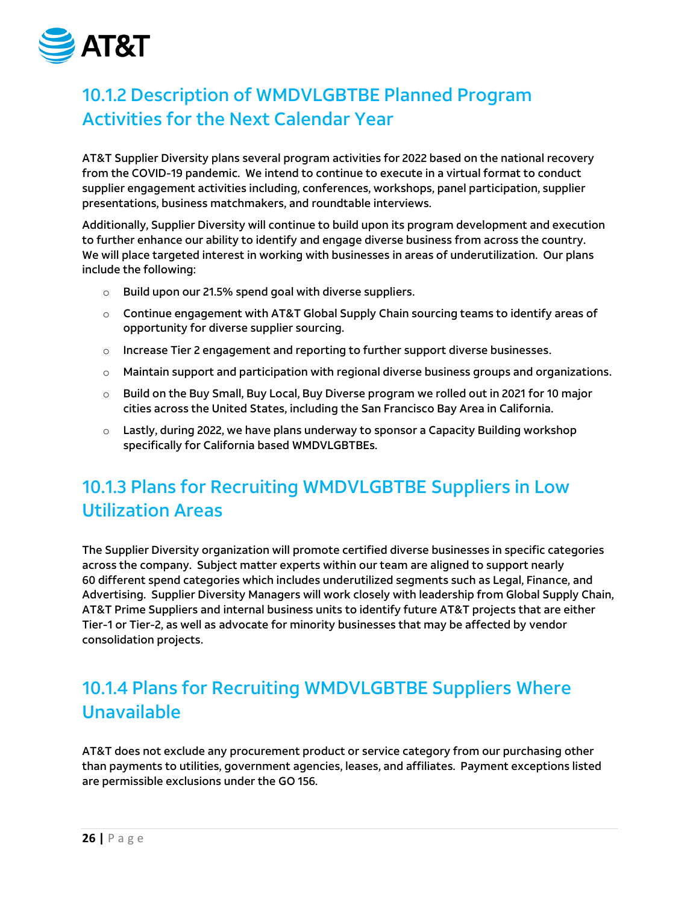## 10.1.2 Description of WMDVLGBTBE Planned Program Activities for the Next Calendar Year

AT&T Supplier Diversity plans several program activities for 2022 based on the national recovery from the COVID-19 pandemic. We intend to continue to execute in a virtual format to conduct supplier engagement activities including, conferences, workshops, panel participation, supplier presentations, business matchmakers, and roundtable interviews.

Additionally, Supplier Diversity will continue to build upon its program development and execution to further enhance our ability to identify and engage diverse business from across the country. We will place targeted interest in working with businesses in areas of underutilization. Our plans include the following:

- Build upon our 21.5% spend goal with diverse suppliers.
- Continue engagement with AT&T Global Supply Chain sourcing teams to identify areas of opportunity for diverse supplier sourcing.
- Increase Tier 2 engagement and reporting to further support diverse businesses.
- Maintain support and participation with regional diverse business groups and organizations.
- Build on the Buy Small, Buy Local, Buy Diverse program we rolled out in 2021 for 10 major cities across the United States, including the San Francisco Bay Area in California.
- Lastly, during 2022, we have plans underway to sponsor a Capacity Building workshop specifically for California based WMDVLGBTBEs.

## 10.1.3 Plans for Recruiting WMDVLGBTBE Suppliers in Low Utilization Areas

The Supplier Diversity organization will promote certified diverse businesses in specific categories across the company. Subject matter experts within our team are aligned to support nearly 60 different spend categories which includes underutilized segments such as Legal, Finance, and Advertising. Supplier Diversity Managers will work closely with leadership from Global Supply Chain, AT&T Prime Suppliers and internal business units to identify future AT&T projects that are either Tier-1 or Tier-2, as well as advocate for minority businesses that may be affected by vendor consolidation projects.

## 10.1.4 Plans for Recruiting WMDVLGBTBE Suppliers Where Unavailable

AT&T does not exclude any procurement product or service category from our purchasing other than payments to utilities, government agencies, leases, and affiliates. Payment exceptions listed are permissible exclusions under the GO 156.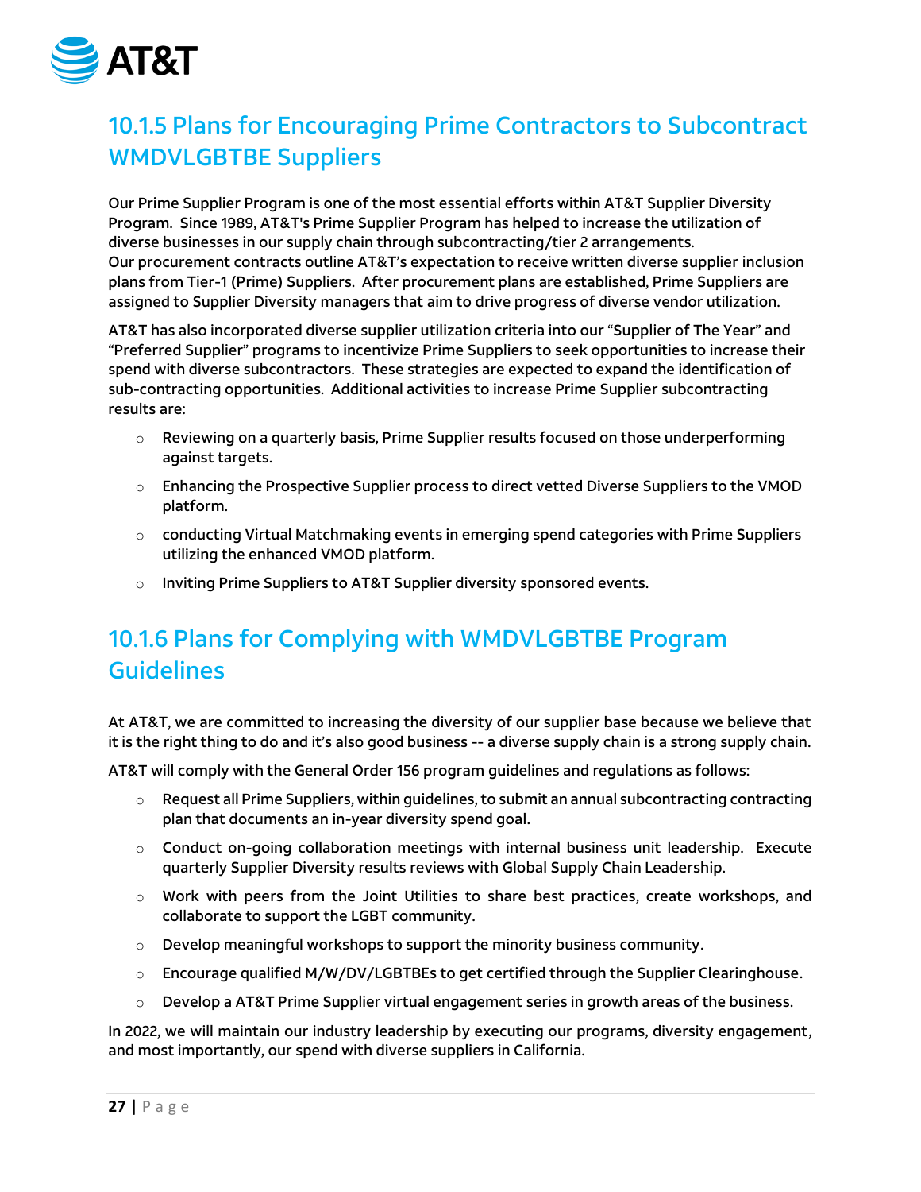## 10.1.5 Plans for Encouraging Prime Contractors to Subcontract WMDVLGBTBE Suppliers

Our Prime Supplier Program is one of the most essential efforts within AT&T Supplier Diversity Program. Since 1989, AT&T's Prime Supplier Program has helped to increase the utilization of diverse businesses in our supply chain through subcontracting/tier 2 arrangements.
Our procurement contracts outline AT&T's expectation to receive written diverse supplier inclusion plans from Tier-1 (Prime) Suppliers. After procurement plans are established, Prime Suppliers are assigned to Supplier Diversity managers that aim to drive progress of diverse vendor utilization.

AT&T has also incorporated diverse supplier utilization criteria into our "Supplier of The Year" and "Preferred Supplier" programs to incentivize Prime Suppliers to seek opportunities to increase their spend with diverse subcontractors. These strategies are expected to expand the identification of sub-contracting opportunities. Additional activities to increase Prime Supplier subcontracting results are:

- Reviewing on a quarterly basis, Prime Supplier results focused on those underperforming against targets.
- Enhancing the Prospective Supplier process to direct vetted Diverse Suppliers to the VMOD platform.
- conducting Virtual Matchmaking events in emerging spend categories with Prime Suppliers utilizing the enhanced VMOD platform.
- Inviting Prime Suppliers to AT&T Supplier diversity sponsored events.

## 10.1.6 Plans for Complying with WMDVLGBTBE Program Guidelines

At AT&T, we are committed to increasing the diversity of our supplier base because we believe that it is the right thing to do and it's also good business -- a diverse supply chain is a strong supply chain.

AT&T will comply with the General Order 156 program guidelines and regulations as follows:

- Request all Prime Suppliers, within guidelines, to submit an annual subcontracting contracting plan that documents an in-year diversity spend goal.
- Conduct on-going collaboration meetings with internal business unit leadership. Execute quarterly Supplier Diversity results reviews with Global Supply Chain Leadership.
- Work with peers from the Joint Utilities to share best practices, create workshops, and collaborate to support the LGBT community.
- Develop meaningful workshops to support the minority business community.
- Encourage qualified M/W/DV/LGBTBEs to get certified through the Supplier Clearinghouse.
- Develop a AT&T Prime Supplier virtual engagement series in growth areas of the business.

In 2022, we will maintain our industry leadership by executing our programs, diversity engagement, and most importantly, our spend with diverse suppliers in California.